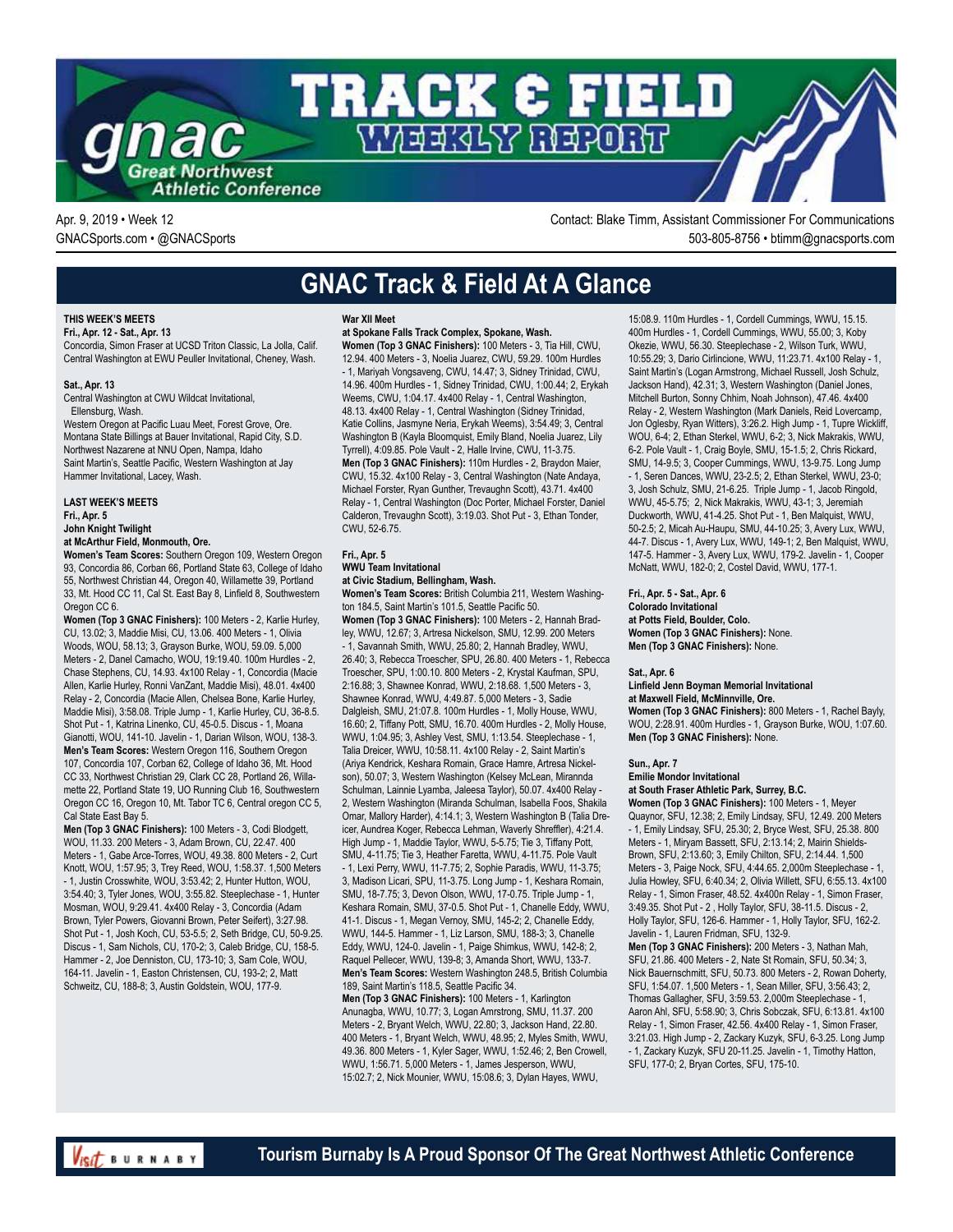# TRACK & FIELD WEEKLY REPORT

gnac Great Northwest Athletic Conference

Apr. 9, 2019 • Week 12
GNACSports.com • @GNACSports

Contact: Blake Timm, Assistant Commissioner For Communications
503-805-8756 • btimm@gnacsports.com

## GNAC Track & Field At A Glance

**THIS WEEK'S MEETS**

**Fri., Apr. 12 - Sat., Apr. 13**

Concordia, Simon Fraser at UCSD Triton Classic, La Jolla, Calif.
Central Washington at EWU Peuller Invitational, Cheney, Wash.

**Sat., Apr. 13**

Central Washington at CWU Wildcat Invitational, Ellensburg, Wash.
Western Oregon at Pacific Luau Meet, Forest Grove, Ore.
Montana State Billings at Bauer Invitational, Rapid City, S.D.
Northwest Nazarene at NNU Open, Nampa, Idaho
Saint Martin's, Seattle Pacific, Western Washington at Jay Hammer Invitational, Lacey, Wash.

**LAST WEEK'S MEETS**

**Fri., Apr. 5**

**John Knight Twilight**
**at McArthur Field, Monmouth, Ore.**

**Women's Team Scores:** Southern Oregon 109, Western Oregon 93, Concordia 86, Corban 66, Portland State 63, College of Idaho 55, Northwest Christian 44, Oregon 40, Willamette 39, Portland 33, Mt. Hood CC 11, Cal St. East Bay 8, Linfield 8, Southwestern Oregon CC 6.

**Women (Top 3 GNAC Finishers):** 100 Meters - 2, Karlie Hurley, CU, 13.02; 3, Maddie Misi, CU, 13.06. 400 Meters - 1, Olivia Woods, WOU, 58.13; 3, Grayson Burke, WOU, 59.09. 5,000 Meters - 2, Danel Camacho, WOU, 19:19.40. 100m Hurdles - 2, Chase Stephens, CU, 14.93. 4x100 Relay - 1, Concordia (Macie Allen, Karlie Hurley, Ronni VanZant, Maddie Misi), 48.01. 4x400 Relay - 2, Concordia (Macie Allen, Chelsea Bone, Karlie Hurley, Maddie Misi), 3:58.08. Triple Jump - 1, Karlie Hurley, CU, 36-8.5. Shot Put - 1, Katrina Linenko, CU, 45-0.5. Discus - 1, Moana Gianotti, WOU, 141-10. Javelin - 1, Darian Wilson, WOU, 138-3.

**Men's Team Scores:** Western Oregon 116, Southern Oregon 107, Concordia 107, Corban 62, College of Idaho 36, Mt. Hood CC 33, Northwest Christian 29, Clark CC 28, Portland 26, Willamette 22, Portland State 19, UO Running Club 16, Southwestern Oregon CC 16, Oregon 10, Mt. Tabor TC 6, Central oregon CC 5, Cal State East Bay 5.

**Men (Top 3 GNAC Finishers):** 100 Meters - 3, Codi Blodgett, WOU, 11.33. 200 Meters - 3, Adam Brown, CU, 22.47. 400 Meters - 1, Gabe Arce-Torres, WOU, 49.38. 800 Meters - 2, Curt Knott, WOU, 1:57.95; 3, Trey Reed, WOU, 1:58.37. 1,500 Meters - 1, Justin Crosswhite, WOU, 3:53.42; 2, Hunter Hutton, WOU, 3:54.40; 3, Tyler Jones, WOU, 3:55.82. Steeplechase - 1, Hunter Mosman, WOU, 9:29.41. 4x400 Relay - 3, Concordia (Adam Brown, Tyler Powers, Giovanni Brown, Peter Seifert), 3:27.98. Shot Put - 1, Josh Koch, CU, 53-5.5; 2, Seth Bridge, CU, 50-9.25. Discus - 1, Sam Nichols, CU, 170-2; 3, Caleb Bridge, CU, 158-5. Hammer - 2, Joe Denniston, CU, 173-10; 3, Sam Cole, WOU, 164-11. Javelin - 1, Easton Christensen, CU, 193-2; 2, Matt Schweitz, CU, 188-8; 3, Austin Goldstein, WOU, 177-9.

**War XII Meet**
**at Spokane Falls Track Complex, Spokane, Wash.**

**Women (Top 3 GNAC Finishers):** 100 Meters - 3, Tia Hill, CWU, 12.94. 400 Meters - 3, Noelia Juarez, CWU, 59.29. 100m Hurdles - 1, Mariyah Vongsaveng, CWU, 14.47; 3, Sidney Trinidad, CWU, 14.96. 400m Hurdles - 1, Sidney Trinidad, CWU, 1:00.44; 2, Erykah Weems, CWU, 1:04.17. 4x400 Relay - 1, Central Washington, 48.13. 4x400 Relay - 1, Central Washington (Sidney Trinidad, Katie Collins, Jasmyne Neria, Erykah Weems), 3:54.49; 3, Central Washington B (Kayla Bloomquist, Emily Bland, Noelia Juarez, Lily Tyrrell), 4:09.85. Pole Vault - 2, Halle Irvine, CWU, 11-3.75.

**Men (Top 3 GNAC Finishers):** 110m Hurdles - 2, Braydon Maier, CWU, 15.32. 4x100 Relay - 3, Central Washington (Nate Andaya, Michael Forster, Ryan Gunther, Trevaughn Scott), 43.71. 4x400 Relay - 1, Central Washington (Doc Porter, Michael Forster, Daniel Calderon, Trevaughn Scott), 3:19.03. Shot Put - 3, Ethan Tonder, CWU, 52-6.75.

**Fri., Apr. 5**

**WWU Team Invitational**
**at Civic Stadium, Bellingham, Wash.**

**Women's Team Scores:** British Columbia 211, Western Washington 184.5, Saint Martin's 101.5, Seattle Pacific 50.

**Women (Top 3 GNAC Finishers):** 100 Meters - 2, Hannah Bradley, WWU, 12.67; 3, Artresa Nickelson, SMU, 12.99. 200 Meters - 1, Savannah Smith, WWU, 25.80; 2, Hannah Bradley, WWU, 26.40; 3, Rebecca Troescher, SPU, 26.80. 400 Meters - 1, Rebecca Troescher, SPU, 1:00.10. 800 Meters - 2, Krystal Kaufman, SPU, 2:16.88; 3, Shawnee Konrad, WWU, 2:18.68. 1,500 Meters - 3, Shawnee Konrad, WWU, 4:49.87. 5,000 Meters - 3, Sadie Dalgleish, SMU, 21:07.8. 100m Hurdles - 1, Molly House, WWU, 16.60; 2, Tiffany Pott, SMU, 16.70. 400m Hurdles - 2, Molly House, WWU, 1:04.95; 3, Ashley Vest, SMU, 1:13.54. Steeplechase - 1, Talia Dreicer, WWU, 10:58.11. 4x100 Relay - 2, Saint Martin's (Ariya Kendrick, Keshara Romain, Grace Hamre, Artresa Nickelson), 50.07; 3, Western Washington (Kelsey McLean, Mirannda Schulman, Lainnie Lyamba, Jaleesa Taylor), 50.07. 4x400 Relay - 2, Western Washington (Miranda Schulman, Isabella Foos, Shakila Omar, Mallory Harder), 4:14.1; 3, Western Washington B (Talia Dreicer, Andrea Koger, Rebecca Lehman, Waverly Shreffler), 4:21.4. High Jump - 1, Maddie Taylor, WWU, 5-5.75; Tie 3, Tiffany Pott, SMU, 4-11.75; Tie 3, Heather Faretta, WWU, 4-11.75. Pole Vault - 1, Lexi Perry, WWU, 11-7.75; 2, Sophie Paradis, WWU, 11-3.75; 3, Madison Licari, SPU, 11-3.75. Long Jump - 1, Keshara Romain, SMU, 18-7.75; 3, Devon Olson, WWU, 17-0.75. Triple Jump - 1, Keshara Romain, SMU, 37-0.5. Shot Put - 1, Chanelle Eddy, WWU, 41-1. Discus - 1, Megan Vernoy, SMU, 145-2; 2, Chanelle Eddy, WWU, 144-5. Hammer - 1, Liz Larson, SMU, 188-3; 3, Chanelle Eddy, WWU, 124-0. Javelin - 1, Paige Shimkus, WWU, 142-8; 2, Raquel Pellecer, WWU, 139-8; 3, Amanda Short, WWU, 133-7.

**Men's Team Scores:** Western Washington 248.5, British Columbia 189, Saint Martin's 118.5, Seattle Pacific 34.

**Men (Top 3 GNAC Finishers):** 100 Meters - 1, Karlington Anunagba, WWU, 10.77; 3, Logan Amrstrong, SMU, 11.37. 200 Meters - 2, Bryant Welch, WWU, 22.80; 3, Jackson Hand, 22.80. 400 Meters - 1, Bryant Welch, WWU, 48.95; 2, Myles Smith, WWU, 49.36. 800 Meters - 1, Kyler Sager, WWU, 1:52.46; 2, Ben Crowell, WWU, 1:56.71. 5,000 Meters - 1, James Jesperson, WWU, 15:02.7; 2, Nick Mounier, WWU, 15:08.6; 3, Dylan Hayes, WWU, 15:08.9. 110m Hurdles - 1, Cordell Cummings, WWU, 15.15. 400m Hurdles - 1, Cordell Cummings, WWU, 55.00; 3, Koby Okezie, WWU, 56.30. Steeplechase - 2, Wilson Turk, WWU, 10:55:29; 3, Dario Cirlincione, WWU, 11:23.71. 4x100 Relay - 1, Saint Martin's (Logan Armstrong, Michael Russell, Josh Schulz, Jackson Hand), 42.31; 3, Western Washington (Daniel Jones, Mitchell Burton, Sonny Chhim, Noah Johnson), 47.46. 4x400 Relay - 2, Western Washington (Mark Daniels, Reid Lovercamp, Jon Oglesby, Ryan Witters), 3:26.2. High Jump - 1, Tupre Wickliff, WOU, 6-4; 2, Ethan Sterkel, WWU, 6-2; 3, Nick Makrakis, WWU, 6-2. Pole Vault - 1, Craig Boyle, SMU, 15-1.5; 2, Chris Rickard, SMU, 14-9.5; 3, Cooper Cummings, WWU, 13-9.75. Long Jump - 1, Seren Dances, WWU, 23-2.5; 2, Ethan Sterkel, WWU, 23-0; 3, Josh Schulz, SMU, 21-6.25. Triple Jump - 1, Jacob Ringold, WWU, 45-5.75; 2, Nick Makrakis, WWU, 43-1; 3, Jeremiah Duckworth, WWU, 41-4.25. Shot Put - 1, Ben Malquist, WWU, 50-2.5; 2, Micah Au-Haupu, SMU, 44-10.25; 3, Avery Lux, WWU, 44-7. Discus - 1, Avery Lux, WWU, 149-1; 2, Ben Malquist, WWU, 147-5. Hammer - 3, Avery Lux, WWU, 179-2. Javelin - 1, Cooper McNatt, WWU, 182-0; 2, Costel David, WWU, 177-1.

**Fri., Apr. 5 - Sat., Apr. 6**

**Colorado Invitational**
**at Potts Field, Boulder, Colo.**

**Women (Top 3 GNAC Finishers):** None.
**Men (Top 3 GNAC Finishers):** None.

**Sat., Apr. 6**

**Linfield Jenn Boyman Memorial Invitational**
**at Maxwell Field, McMinnville, Ore.**

**Women (Top 3 GNAC Finishers):** 800 Meters - 1, Rachel Bayly, WOU, 2:28.91. 400m Hurdles - 1, Grayson Burke, WOU, 1:07.60.
**Men (Top 3 GNAC Finishers):** None.

**Sun., Apr. 7**

**Emilie Mondor Invitational**
**at South Fraser Athletic Park, Surrey, B.C.**

**Women (Top 3 GNAC Finishers):** 100 Meters - 1, Meyer Quaynor, SFU, 12.38; 2, Emily Lindsay, SFU, 12.49. 200 Meters - 1, Emily Lindsay, SFU, 25.30; 2, Bryce West, SFU, 25.38. 800 Meters - 1, Miryam Bassett, SFU, 2:13.14; 2, Mairin Shields-Brown, SFU, 2:13.60; 3, Emily Chilton, SFU, 2:14.44. 1,500 Meters - 3, Paige Nock, SFU, 4:44.65. 2,000m Steeplechase - 1, Julia Howley, SFU, 6:40.34; 2, Olivia Willett, SFU, 6:55.13. 4x100 Relay - 1, Simon Fraser, 48.52. 4x400n Relay - 1, Simon Fraser, 3:49.35. Shot Put - 2 , Holly Taylor, SFU, 38-11.5. Discus - 2, Holly Taylor, SFU, 126-6. Hammer - 1, Holly Taylor, SFU, 162-2. Javelin - 1, Lauren Fridman, SFU, 132-9.

**Men (Top 3 GNAC Finishers):** 200 Meters - 3, Nathan Mah, SFU, 21.86. 400 Meters - 2, Nate St Romain, SFU, 50.34; 3, Nick Bauernschmitt, SFU, 50.73. 800 Meters - 2, Rowan Doherty, SFU, 1:54.07. 1,500 Meters - 1, Sean Miller, SFU, 3:56.43; 2, Thomas Gallagher, SFU, 3:59.53. 2,000m Steeplechase - 1, Aaron Ahl, SFU, 5:58.90; 3, Chris Sobczak, SFU, 6:13.81. 4x100 Relay - 1, Simon Fraser, 42.56. 4x400 Relay - 1, Simon Fraser, 3:21.03. High Jump - 2, Zackary Kuzyk, SFU, 6-3.25. Long Jump - 1, Zackary Kuzyk, SFU 20-11.25. Javelin - 1, Timothy Hatton, SFU, 177-0; 2, Bryan Cortes, SFU, 175-10.

Visit BURNABY — Tourism Burnaby Is A Proud Sponsor Of The Great Northwest Athletic Conference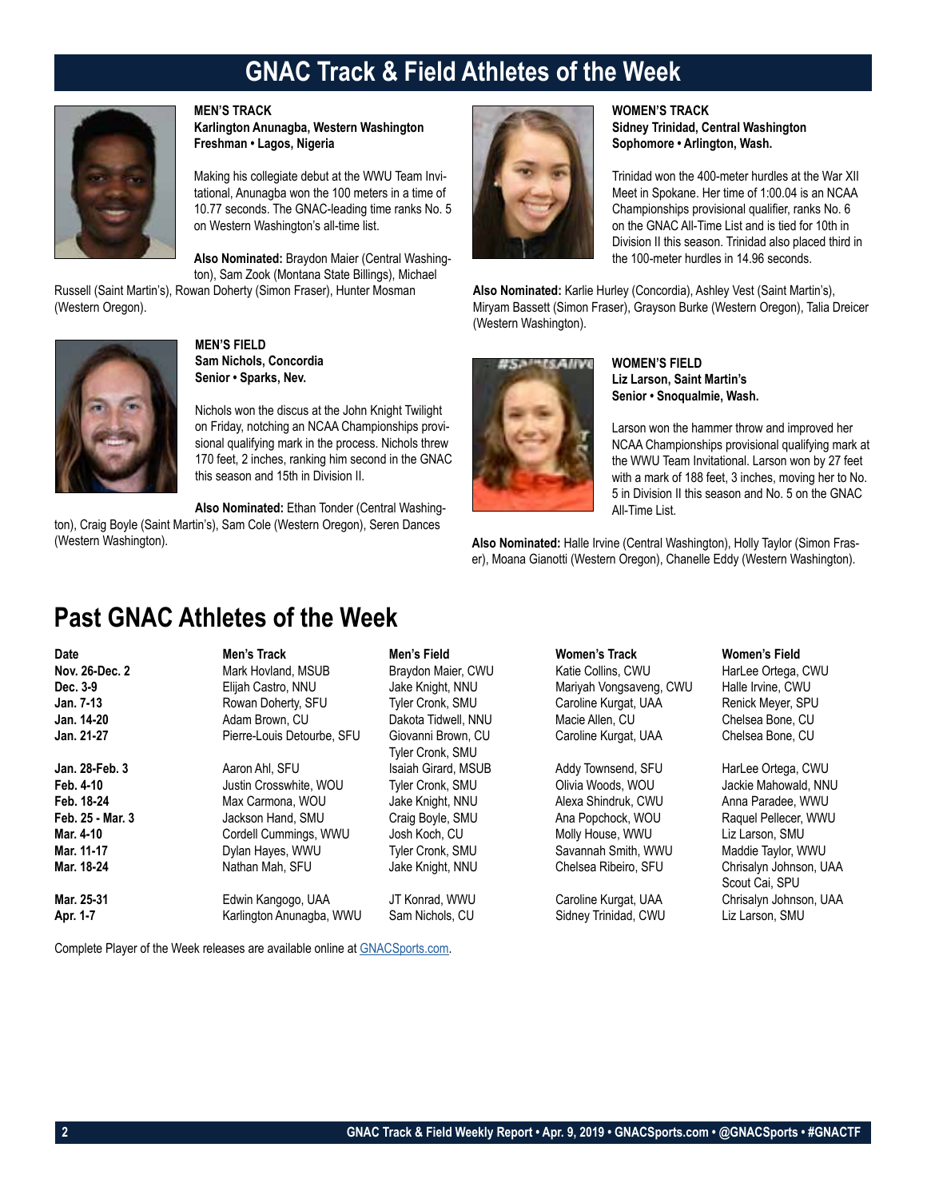# GNAC Track & Field Athletes of the Week

**MEN'S TRACK**
**Karlington Anunagba, Western Washington**
**Freshman • Lagos, Nigeria**

Making his collegiate debut at the WWU Team Invitational, Anunagba won the 100 meters in a time of 10.77 seconds. The GNAC-leading time ranks No. 5 on Western Washington's all-time list.

**Also Nominated:** Braydon Maier (Central Washington), Sam Zook (Montana State Billings), Michael Russell (Saint Martin's), Rowan Doherty (Simon Fraser), Hunter Mosman (Western Oregon).

**MEN'S FIELD**
**Sam Nichols, Concordia**
**Senior • Sparks, Nev.**

Nichols won the discus at the John Knight Twilight on Friday, notching an NCAA Championships provisional qualifying mark in the process. Nichols threw 170 feet, 2 inches, ranking him second in the GNAC this season and 15th in Division II.

**Also Nominated:** Ethan Tonder (Central Washington), Craig Boyle (Saint Martin's), Sam Cole (Western Oregon), Seren Dances (Western Washington).

**WOMEN'S TRACK**
**Sidney Trinidad, Central Washington**
**Sophomore • Arlington, Wash.**

Trinidad won the 400-meter hurdles at the War XII Meet in Spokane. Her time of 1:00.04 is an NCAA Championships provisional qualifier, ranks No. 6 on the GNAC All-Time List and is tied for 10th in Division II this season. Trinidad also placed third in the 100-meter hurdles in 14.96 seconds.

**Also Nominated:** Karlie Hurley (Concordia), Ashley Vest (Saint Martin's), Miryam Bassett (Simon Fraser), Grayson Burke (Western Oregon), Talia Dreicer (Western Washington).

**WOMEN'S FIELD**
**Liz Larson, Saint Martin's**
**Senior • Snoqualmie, Wash.**

Larson won the hammer throw and improved her NCAA Championships provisional qualifying mark at the WWU Team Invitational. Larson won by 27 feet with a mark of 188 feet, 3 inches, moving her to No. 5 in Division II this season and No. 5 on the GNAC All-Time List.

**Also Nominated:** Halle Irvine (Central Washington), Holly Taylor (Simon Fraser), Moana Gianotti (Western Oregon), Chanelle Eddy (Western Washington).

## Past GNAC Athletes of the Week

| Date | Men's Track | Men's Field | Women's Track | Women's Field |
|---|---|---|---|---|
| **Nov. 26-Dec. 2** | Mark Hovland, MSUB | Braydon Maier, CWU | Katie Collins, CWU | HarLee Ortega, CWU |
| **Dec. 3-9** | Elijah Castro, NNU | Jake Knight, NNU | Mariyah Vongsaveng, CWU | Halle Irvine, CWU |
| **Jan. 7-13** | Rowan Doherty, SFU | Tyler Cronk, SMU | Caroline Kurgat, UAA | Renick Meyer, SPU |
| **Jan. 14-20** | Adam Brown, CU | Dakota Tidwell, NNU | Macie Allen, CU | Chelsea Bone, CU |
| **Jan. 21-27** | Pierre-Louis Detourbe, SFU | Giovanni Brown, CU; Tyler Cronk, SMU | Caroline Kurgat, UAA | Chelsea Bone, CU |
| **Jan. 28-Feb. 3** | Aaron Ahl, SFU | Isaiah Girard, MSUB | Addy Townsend, SFU | HarLee Ortega, CWU |
| **Feb. 4-10** | Justin Crosswhite, WOU | Tyler Cronk, SMU | Olivia Woods, WOU | Jackie Mahowald, NNU |
| **Feb. 18-24** | Max Carmona, WOU | Jake Knight, NNU | Alexa Shindruk, CWU | Anna Paradee, WWU |
| **Feb. 25 - Mar. 3** | Jackson Hand, SMU | Craig Boyle, SMU | Ana Popchock, WOU | Raquel Pellecer, WWU |
| **Mar. 4-10** | Cordell Cummings, WWU | Josh Koch, CU | Molly House, WWU | Liz Larson, SMU |
| **Mar. 11-17** | Dylan Hayes, WWU | Tyler Cronk, SMU | Savannah Smith, WWU | Maddie Taylor, WWU |
| **Mar. 18-24** | Nathan Mah, SFU | Jake Knight, NNU | Chelsea Ribeiro, SFU | Chrisalyn Johnson, UAA; Scout Cai, SPU |
| **Mar. 25-31** | Edwin Kangogo, UAA | JT Konrad, WWU | Caroline Kurgat, UAA | Chrisalyn Johnson, UAA |
| **Apr. 1-7** | Karlington Anunagba, WWU | Sam Nichols, CU | Sidney Trinidad, CWU | Liz Larson, SMU |

Complete Player of the Week releases are available online at [GNACSports.com](GNACSports.com).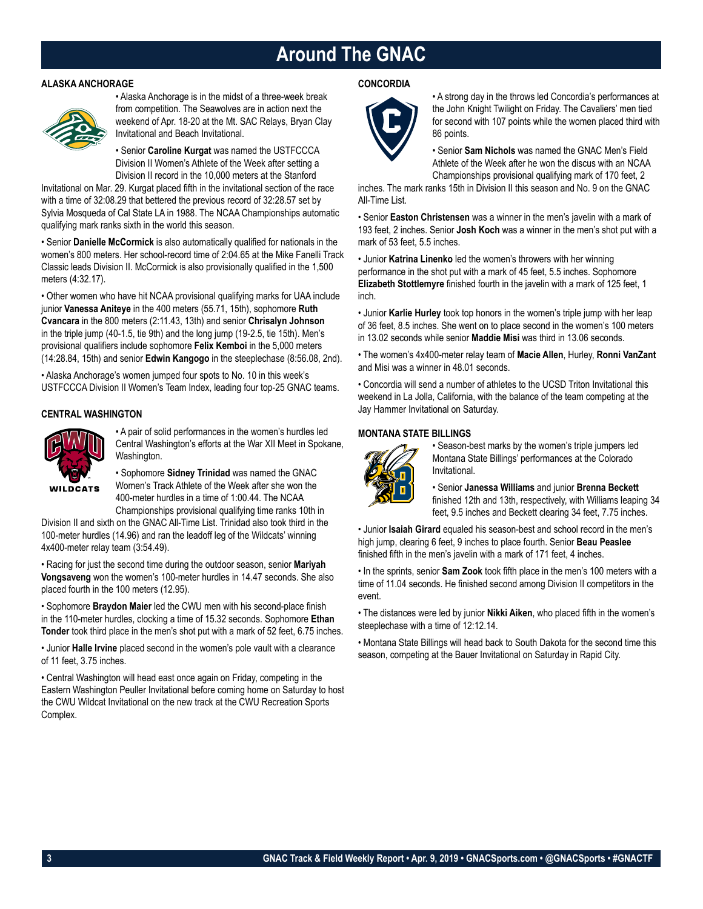# Around The GNAC

## ALASKA ANCHORAGE

• Alaska Anchorage is in the midst of a three-week break from competition. The Seawolves are in action next the weekend of Apr. 18-20 at the Mt. SAC Relays, Bryan Clay Invitational and Beach Invitational.

• Senior **Caroline Kurgat** was named the USTFCCCA Division II Women's Athlete of the Week after setting a Division II record in the 10,000 meters at the Stanford Invitational on Mar. 29. Kurgat placed fifth in the invitational section of the race with a time of 32:08.29 that bettered the previous record of 32:28.57 set by Sylvia Mosqueda of Cal State LA in 1988. The NCAA Championships automatic qualifying mark ranks sixth in the world this season.

• Senior **Danielle McCormick** is also automatically qualified for nationals in the women's 800 meters. Her school-record time of 2:04.65 at the Mike Fanelli Track Classic leads Division II. McCormick is also provisionally qualified in the 1,500 meters (4:32.17).

• Other women who have hit NCAA provisional qualifying marks for UAA include junior **Vanessa Aniteye** in the 400 meters (55.71, 15th), sophomore **Ruth Cvancara** in the 800 meters (2:11.43, 13th) and senior **Chrisalyn Johnson** in the triple jump (40-1.5, tie 9th) and the long jump (19-2.5, tie 15th). Men's provisional qualifiers include sophomore **Felix Kemboi** in the 5,000 meters (14:28.84, 15th) and senior **Edwin Kangogo** in the steeplechase (8:56.08, 2nd).

• Alaska Anchorage's women jumped four spots to No. 10 in this week's USTFCCCA Division II Women's Team Index, leading four top-25 GNAC teams.

## CENTRAL WASHINGTON

• A pair of solid performances in the women's hurdles led Central Washington's efforts at the War XII Meet in Spokane, Washington.

• Sophomore **Sidney Trinidad** was named the GNAC Women's Track Athlete of the Week after she won the 400-meter hurdles in a time of 1:00.44. The NCAA Championships provisional qualifying time ranks 10th in Division II and sixth on the GNAC All-Time List. Trinidad also took third in the 100-meter hurdles (14.96) and ran the leadoff leg of the Wildcats' winning 4x400-meter relay team (3:54.49).

• Racing for just the second time during the outdoor season, senior **Mariyah Vongsaveng** won the women's 100-meter hurdles in 14.47 seconds. She also placed fourth in the 100 meters (12.95).

• Sophomore **Braydon Maier** led the CWU men with his second-place finish in the 110-meter hurdles, clocking a time of 15.32 seconds. Sophomore **Ethan Tonder** took third place in the men's shot put with a mark of 52 feet, 6.75 inches.

• Junior **Halle Irvine** placed second in the women's pole vault with a clearance of 11 feet, 3.75 inches.

• Central Washington will head east once again on Friday, competing in the Eastern Washington Peuller Invitational before coming home on Saturday to host the CWU Wildcat Invitational on the new track at the CWU Recreation Sports Complex.

## CONCORDIA

• A strong day in the throws led Concordia's performances at the John Knight Twilight on Friday. The Cavaliers' men tied for second with 107 points while the women placed third with 86 points.

• Senior **Sam Nichols** was named the GNAC Men's Field Athlete of the Week after he won the discus with an NCAA Championships provisional qualifying mark of 170 feet, 2 inches. The mark ranks 15th in Division II this season and No. 9 on the GNAC All-Time List.

• Senior **Easton Christensen** was a winner in the men's javelin with a mark of 193 feet, 2 inches. Senior **Josh Koch** was a winner in the men's shot put with a mark of 53 feet, 5.5 inches.

• Junior **Katrina Linenko** led the women's throwers with her winning performance in the shot put with a mark of 45 feet, 5.5 inches. Sophomore **Elizabeth Stottlemyre** finished fourth in the javelin with a mark of 125 feet, 1 inch.

• Junior **Karlie Hurley** took top honors in the women's triple jump with her leap of 36 feet, 8.5 inches. She went on to place second in the women's 100 meters in 13.02 seconds while senior **Maddie Misi** was third in 13.06 seconds.

• The women's 4x400-meter relay team of **Macie Allen**, Hurley, **Ronni VanZant** and Misi was a winner in 48.01 seconds.

• Concordia will send a number of athletes to the UCSD Triton Invitational this weekend in La Jolla, California, with the balance of the team competing at the Jay Hammer Invitational on Saturday.

## MONTANA STATE BILLINGS

• Season-best marks by the women's triple jumpers led Montana State Billings' performances at the Colorado Invitational.

• Senior **Janessa Williams** and junior **Brenna Beckett** finished 12th and 13th, respectively, with Williams leaping 34 feet, 9.5 inches and Beckett clearing 34 feet, 7.75 inches.

• Junior **Isaiah Girard** equaled his season-best and school record in the men's high jump, clearing 6 feet, 9 inches to place fourth. Senior **Beau Peaslee** finished fifth in the men's javelin with a mark of 171 feet, 4 inches.

• In the sprints, senior **Sam Zook** took fifth place in the men's 100 meters with a time of 11.04 seconds. He finished second among Division II competitors in the event.

• The distances were led by junior **Nikki Aiken**, who placed fifth in the women's steeplechase with a time of 12:12.14.

• Montana State Billings will head back to South Dakota for the second time this season, competing at the Bauer Invitational on Saturday in Rapid City.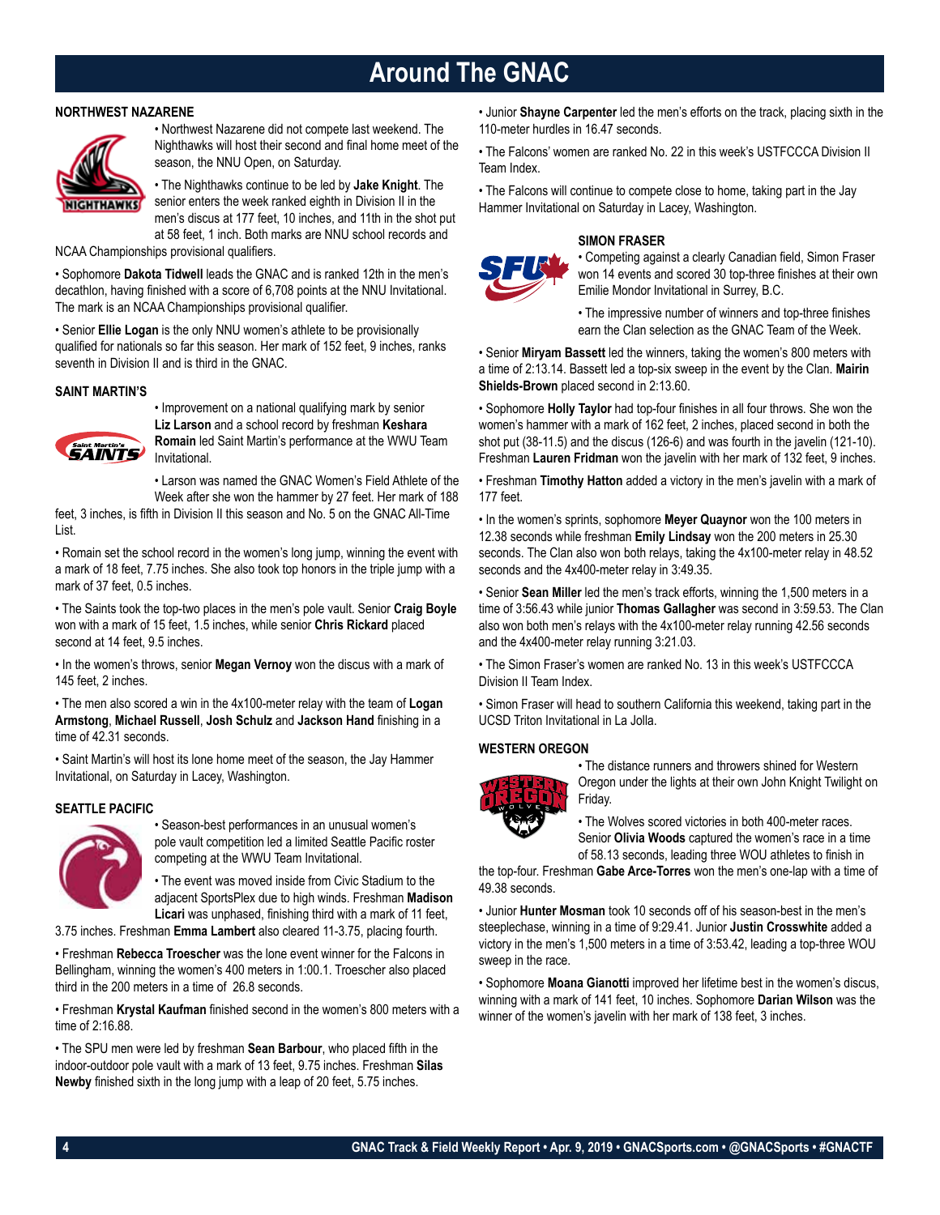# Around The GNAC

### NORTHWEST NAZARENE

• Northwest Nazarene did not compete last weekend. The Nighthawks will host their second and final home meet of the season, the NNU Open, on Saturday.

• The Nighthawks continue to be led by **Jake Knight**. The senior enters the week ranked eighth in Division II in the men's discus at 177 feet, 10 inches, and 11th in the shot put at 58 feet, 1 inch. Both marks are NNU school records and NCAA Championships provisional qualifiers.

• Sophomore **Dakota Tidwell** leads the GNAC and is ranked 12th in the men's decathlon, having finished with a score of 6,708 points at the NNU Invitational. The mark is an NCAA Championships provisional qualifier.

• Senior **Ellie Logan** is the only NNU women's athlete to be provisionally qualified for nationals so far this season. Her mark of 152 feet, 9 inches, ranks seventh in Division II and is third in the GNAC.

### SAINT MARTIN'S

• Improvement on a national qualifying mark by senior **Liz Larson** and a school record by freshman **Keshara Romain** led Saint Martin's performance at the WWU Team Invitational.

• Larson was named the GNAC Women's Field Athlete of the Week after she won the hammer by 27 feet. Her mark of 188 feet, 3 inches, is fifth in Division II this season and No. 5 on the GNAC All-Time List.

• Romain set the school record in the women's long jump, winning the event with a mark of 18 feet, 7.75 inches. She also took top honors in the triple jump with a mark of 37 feet, 0.5 inches.

• The Saints took the top-two places in the men's pole vault. Senior **Craig Boyle** won with a mark of 15 feet, 1.5 inches, while senior **Chris Rickard** placed second at 14 feet, 9.5 inches.

• In the women's throws, senior **Megan Vernoy** won the discus with a mark of 145 feet, 2 inches.

• The men also scored a win in the 4x100-meter relay with the team of **Logan Armstong**, **Michael Russell**, **Josh Schulz** and **Jackson Hand** finishing in a time of 42.31 seconds.

• Saint Martin's will host its lone home meet of the season, the Jay Hammer Invitational, on Saturday in Lacey, Washington.

### SEATTLE PACIFIC

• Season-best performances in an unusual women's pole vault competition led a limited Seattle Pacific roster competing at the WWU Team Invitational.

• The event was moved inside from Civic Stadium to the adjacent SportsPlex due to high winds. Freshman **Madison Licari** was unphased, finishing third with a mark of 11 feet, 3.75 inches. Freshman **Emma Lambert** also cleared 11-3.75, placing fourth.

• Freshman **Rebecca Troescher** was the lone event winner for the Falcons in Bellingham, winning the women's 400 meters in 1:00.1. Troescher also placed third in the 200 meters in a time of 26.8 seconds.

• Freshman **Krystal Kaufman** finished second in the women's 800 meters with a time of 2:16.88.

• The SPU men were led by freshman **Sean Barbour**, who placed fifth in the indoor-outdoor pole vault with a mark of 13 feet, 9.75 inches. Freshman **Silas Newby** finished sixth in the long jump with a leap of 20 feet, 5.75 inches.

• Junior **Shayne Carpenter** led the men's efforts on the track, placing sixth in the 110-meter hurdles in 16.47 seconds.

• The Falcons' women are ranked No. 22 in this week's USTFCCCA Division II Team Index.

• The Falcons will continue to compete close to home, taking part in the Jay Hammer Invitational on Saturday in Lacey, Washington.

### SIMON FRASER

• Competing against a clearly Canadian field, Simon Fraser won 14 events and scored 30 top-three finishes at their own Emilie Mondor Invitational in Surrey, B.C.

• The impressive number of winners and top-three finishes earn the Clan selection as the GNAC Team of the Week.

• Senior **Miryam Bassett** led the winners, taking the women's 800 meters with a time of 2:13.14. Bassett led a top-six sweep in the event by the Clan. **Mairin Shields-Brown** placed second in 2:13.60.

• Sophomore **Holly Taylor** had top-four finishes in all four throws. She won the women's hammer with a mark of 162 feet, 2 inches, placed second in both the shot put (38-11.5) and the discus (126-6) and was fourth in the javelin (121-10). Freshman **Lauren Fridman** won the javelin with her mark of 132 feet, 9 inches.

• Freshman **Timothy Hatton** added a victory in the men's javelin with a mark of 177 feet.

• In the women's sprints, sophomore **Meyer Quaynor** won the 100 meters in 12.38 seconds while freshman **Emily Lindsay** won the 200 meters in 25.30 seconds. The Clan also won both relays, taking the 4x100-meter relay in 48.52 seconds and the 4x400-meter relay in 3:49.35.

• Senior **Sean Miller** led the men's track efforts, winning the 1,500 meters in a time of 3:56.43 while junior **Thomas Gallagher** was second in 3:59.53. The Clan also won both men's relays with the 4x100-meter relay running 42.56 seconds and the 4x400-meter relay running 3:21.03.

• The Simon Fraser's women are ranked No. 13 in this week's USTFCCCA Division II Team Index.

• Simon Fraser will head to southern California this weekend, taking part in the UCSD Triton Invitational in La Jolla.

### WESTERN OREGON

• The distance runners and throwers shined for Western Oregon under the lights at their own John Knight Twilight on Friday.

• The Wolves scored victories in both 400-meter races. Senior **Olivia Woods** captured the women's race in a time of 58.13 seconds, leading three WOU athletes to finish in the top-four. Freshman **Gabe Arce-Torres** won the men's one-lap with a time of 49.38 seconds.

• Junior **Hunter Mosman** took 10 seconds off of his season-best in the men's steeplechase, winning in a time of 9:29.41. Junior **Justin Crosswhite** added a victory in the men's 1,500 meters in a time of 3:53.42, leading a top-three WOU sweep in the race.

• Sophomore **Moana Gianotti** improved her lifetime best in the women's discus, winning with a mark of 141 feet, 10 inches. Sophomore **Darian Wilson** was the winner of the women's javelin with her mark of 138 feet, 3 inches.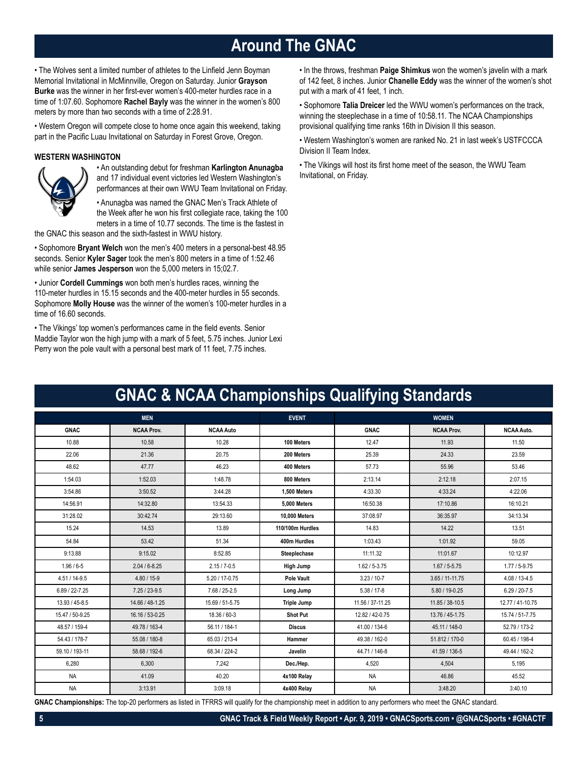# Around The GNAC

• The Wolves sent a limited number of athletes to the Linfield Jenn Boyman Memorial Invitational in McMinnville, Oregon on Saturday. Junior **Grayson Burke** was the winner in her first-ever women's 400-meter hurdles race in a time of 1:07.60. Sophomore **Rachel Bayly** was the winner in the women's 800 meters by more than two seconds with a time of 2:28.91.

• Western Oregon will compete close to home once again this weekend, taking part in the Pacific Luau Invitational on Saturday in Forest Grove, Oregon.

**WESTERN WASHINGTON**

• An outstanding debut for freshman **Karlington Anunagba** and 17 individual event victories led Western Washington's performances at their own WWU Team Invitational on Friday.

• Anunagba was named the GNAC Men's Track Athlete of the Week after he won his first collegiate race, taking the 100 meters in a time of 10.77 seconds. The time is the fastest in the GNAC this season and the sixth-fastest in WWU history.

• Sophomore **Bryant Welch** won the men's 400 meters in a personal-best 48.95 seconds. Senior **Kyler Sager** took the men's 800 meters in a time of 1:52.46 while senior **James Jesperson** won the 5,000 meters in 15;02.7.

• Junior **Cordell Cummings** won both men's hurdles races, winning the 110-meter hurdles in 15.15 seconds and the 400-meter hurdles in 55 seconds. Sophomore **Molly House** was the winner of the women's 100-meter hurdles in a time of 16.60 seconds.

• The Vikings' top women's performances came in the field events. Senior Maddie Taylor won the high jump with a mark of 5 feet, 5.75 inches. Junior Lexi Perry won the pole vault with a personal best mark of 11 feet, 7.75 inches.

• In the throws, freshman **Paige Shimkus** won the women's javelin with a mark of 142 feet, 8 inches. Junior **Chanelle Eddy** was the winner of the women's shot put with a mark of 41 feet, 1 inch.

• Sophomore **Talia Dreicer** led the WWU women's performances on the track, winning the steeplechase in a time of 10:58.11. The NCAA Championships provisional qualifying time ranks 16th in Division II this season.

• Western Washington's women are ranked No. 21 in last week's USTFCCCA Division II Team Index.

• The Vikings will host its first home meet of the season, the WWU Team Invitational, on Friday.

# GNAC & NCAA Championships Qualifying Standards

| MEN | | | EVENT | WOMEN | | |
|---|---|---|---|---|---|---|
| **GNAC** | **NCAA Prov.** | **NCAA Auto** | | **GNAC** | **NCAA Prov.** | **NCAA Auto.** |
| 10.88 | 10.58 | 10.28 | **100 Meters** | 12.47 | 11.93 | 11.50 |
| 22.06 | 21.36 | 20.75 | **200 Meters** | 25.39 | 24.33 | 23.59 |
| 48.62 | 47.77 | 46.23 | **400 Meters** | 57.73 | 55.96 | 53.46 |
| 1:54.03 | 1:52.03 | 1:48.78 | **800 Meters** | 2:13.14 | 2:12.18 | 2:07.15 |
| 3:54.86 | 3:50.52 | 3:44.28 | **1,500 Meters** | 4:33.30 | 4:33.24 | 4:22.06 |
| 14:56.91 | 14:32.80 | 13:54.33 | **5,000 Meters** | 16:50.38 | 17:10.86 | 16:10.21 |
| 31:28.02 | 30:42.74 | 29:13.60 | **10,000 Meters** | 37:08.97 | 36:35.97 | 34:13.34 |
| 15.24 | 14.53 | 13.89 | **110/100m Hurdles** | 14.83 | 14.22 | 13.51 |
| 54.84 | 53.42 | 51.34 | **400m Hurdles** | 1:03.43 | 1:01.92 | 59.05 |
| 9:13.88 | 9:15.02 | 8:52.85 | **Steeplechase** | 11:11.32 | 11:01.67 | 10:12.97 |
| 1.96 / 6-5 | 2.04 / 6-8.25 | 2.15 / 7-0.5 | **High Jump** | 1.62 / 5-3.75 | 1.67 / 5-5.75 | 1.77 / 5-9.75 |
| 4.51 / 14-9.5 | 4.80 / 15-9 | 5.20 / 17-0.75 | **Pole Vault** | 3.23 / 10-7 | 3.65 / 11-11.75 | 4.08 / 13-4.5 |
| 6.89 / 22-7.25 | 7.25 / 23-9.5 | 7.68 / 25-2.5 | **Long Jump** | 5.38 / 17-8 | 5.80 / 19-0.25 | 6.29 / 20-7.5 |
| 13.93 / 45-8.5 | 14.66 / 48-1.25 | 15.69 / 51-5.75 | **Triple Jump** | 11.56 / 37-11.25 | 11.85 / 38-10.5 | 12.77 / 41-10.75 |
| 15.47 / 50-9.25 | 16.16 / 53-0.25 | 18.36 / 60-3 | **Shot Put** | 12.82 / 42-0.75 | 13.76 / 45-1.75 | 15.74 / 51-7.75 |
| 48.57 / 159-4 | 49.78 / 163-4 | 56.11 / 184-1 | **Discus** | 41.00 / 134-6 | 45.11 / 148-0 | 52.79 / 173-2 |
| 54.43 / 178-7 | 55.08 / 180-8 | 65.03 / 213-4 | **Hammer** | 49.38 / 162-0 | 51.812 / 170-0 | 60.45 / 198-4 |
| 59.10 / 193-11 | 58.68 / 192-6 | 68.34 / 224-2 | **Javelin** | 44.71 / 146-8 | 41.59 / 136-5 | 49.44 / 162-2 |
| 6,280 | 6,300 | 7,242 | **Dec./Hep.** | 4,520 | 4,504 | 5,195 |
| NA | 41.09 | 40.20 | **4x100 Relay** | NA | 46.86 | 45.52 |
| NA | 3:13.91 | 3:09.18 | **4x400 Relay** | NA | 3:48.20 | 3:40.10 |

**GNAC Championships:** The top-20 performers as listed in TFRRS will qualify for the championship meet in addition to any performers who meet the GNAC standard.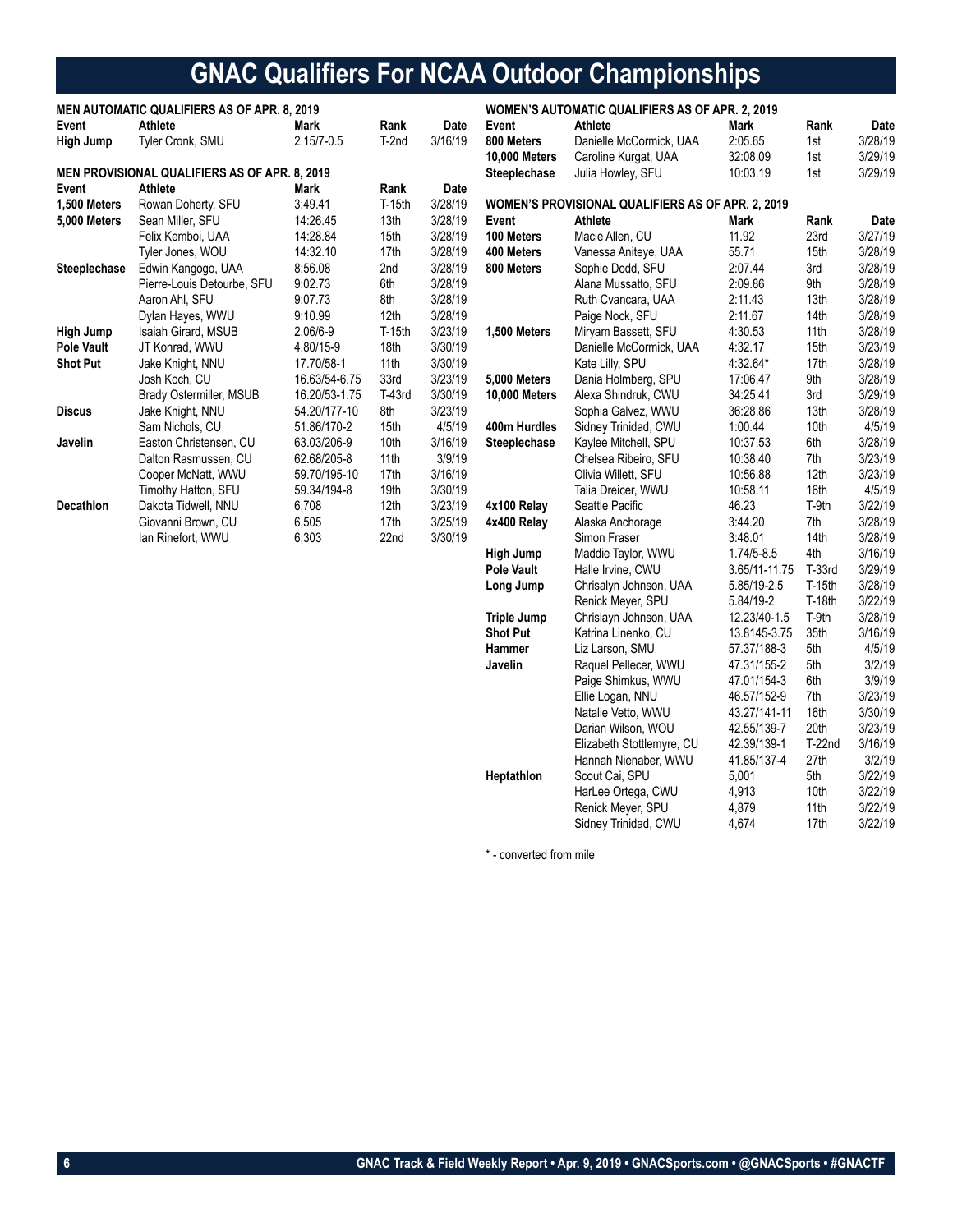# GNAC Qualifiers For NCAA Outdoor Championships

**MEN AUTOMATIC QUALIFIERS AS OF APR. 8, 2019**

| Event | Athlete | Mark | Rank | Date |
|---|---|---|---|---|
| High Jump | Tyler Cronk, SMU | 2.15/7-0.5 | T-2nd | 3/16/19 |

**MEN PROVISIONAL QUALIFIERS AS OF APR. 8, 2019**

| Event | Athlete | Mark | Rank | Date |
|---|---|---|---|---|
| 1,500 Meters | Rowan Doherty, SFU | 3:49.41 | T-15th | 3/28/19 |
| 5,000 Meters | Sean Miller, SFU | 14:26.45 | 13th | 3/28/19 |
| | Felix Kemboi, UAA | 14:28.84 | 15th | 3/28/19 |
| | Tyler Jones, WOU | 14:32.10 | 17th | 3/28/19 |
| Steeplechase | Edwin Kangogo, UAA | 8:56.08 | 2nd | 3/28/19 |
| | Pierre-Louis Detourbe, SFU | 9:02.73 | 6th | 3/28/19 |
| | Aaron Ahl, SFU | 9:07.73 | 8th | 3/28/19 |
| | Dylan Hayes, WWU | 9:10.99 | 12th | 3/28/19 |
| High Jump | Isaiah Girard, MSUB | 2.06/6-9 | T-15th | 3/23/19 |
| Pole Vault | JT Konrad, WWU | 4.80/15-9 | 18th | 3/30/19 |
| Shot Put | Jake Knight, NNU | 17.70/58-1 | 11th | 3/30/19 |
| | Josh Koch, CU | 16.63/54-6.75 | 33rd | 3/23/19 |
| | Brady Ostermiller, MSUB | 16.20/53-1.75 | T-43rd | 3/30/19 |
| Discus | Jake Knight, NNU | 54.20/177-10 | 8th | 3/23/19 |
| | Sam Nichols, CU | 51.86/170-2 | 15th | 4/5/19 |
| Javelin | Easton Christensen, CU | 63.03/206-9 | 10th | 3/16/19 |
| | Dalton Rasmussen, CU | 62.68/205-8 | 11th | 3/9/19 |
| | Cooper McNatt, WWU | 59.70/195-10 | 17th | 3/16/19 |
| | Timothy Hatton, SFU | 59.34/194-8 | 19th | 3/30/19 |
| Decathlon | Dakota Tidwell, NNU | 6,708 | 12th | 3/23/19 |
| | Giovanni Brown, CU | 6,505 | 17th | 3/25/19 |
| | Ian Rinefort, WWU | 6,303 | 22nd | 3/30/19 |

**WOMEN'S AUTOMATIC QUALIFIERS AS OF APR. 2, 2019**

| Event | Athlete | Mark | Rank | Date |
|---|---|---|---|---|
| 800 Meters | Danielle McCormick, UAA | 2:05.65 | 1st | 3/28/19 |
| 10,000 Meters | Caroline Kurgat, UAA | 32:08.09 | 1st | 3/29/19 |
| Steeplechase | Julia Howley, SFU | 10:03.19 | 1st | 3/29/19 |

**WOMEN'S PROVISIONAL QUALIFIERS AS OF APR. 2, 2019**

| Event | Athlete | Mark | Rank | Date |
|---|---|---|---|---|
| 100 Meters | Macie Allen, CU | 11.92 | 23rd | 3/27/19 |
| 400 Meters | Vanessa Aniteye, UAA | 55.71 | 15th | 3/28/19 |
| 800 Meters | Sophie Dodd, SFU | 2:07.44 | 3rd | 3/28/19 |
| | Alana Mussatto, SFU | 2:09.86 | 9th | 3/28/19 |
| | Ruth Cvancara, UAA | 2:11.43 | 13th | 3/28/19 |
| | Paige Nock, SFU | 2:11.67 | 14th | 3/28/19 |
| 1,500 Meters | Miryam Bassett, SFU | 4:30.53 | 11th | 3/28/19 |
| | Danielle McCormick, UAA | 4:32.17 | 15th | 3/23/19 |
| | Kate Lilly, SPU | 4:32.64* | 17th | 3/28/19 |
| 5,000 Meters | Dania Holmberg, SPU | 17:06.47 | 9th | 3/28/19 |
| 10,000 Meters | Alexa Shindruk, CWU | 34:25.41 | 3rd | 3/29/19 |
| | Sophia Galvez, WWU | 36:28.86 | 13th | 3/28/19 |
| 400m Hurdles | Sidney Trinidad, CWU | 1:00.44 | 10th | 4/5/19 |
| Steeplechase | Kaylee Mitchell, SPU | 10:37.53 | 6th | 3/28/19 |
| | Chelsea Ribeiro, SFU | 10:38.40 | 7th | 3/23/19 |
| | Olivia Willett, SFU | 10:56.88 | 12th | 3/23/19 |
| | Talia Dreicer, WWU | 10:58.11 | 16th | 4/5/19 |
| 4x100 Relay | Seattle Pacific | 46.23 | T-9th | 3/22/19 |
| 4x400 Relay | Alaska Anchorage | 3:44.20 | 7th | 3/28/19 |
| | Simon Fraser | 3:48.01 | 14th | 3/28/19 |
| High Jump | Maddie Taylor, WWU | 1.74/5-8.5 | 4th | 3/16/19 |
| Pole Vault | Halle Irvine, CWU | 3.65/11-11.75 | T-33rd | 3/29/19 |
| Long Jump | Chrisalyn Johnson, UAA | 5.85/19-2.5 | T-15th | 3/28/19 |
| | Renick Meyer, SPU | 5.84/19-2 | T-18th | 3/22/19 |
| Triple Jump | Chrislayn Johnson, UAA | 12.23/40-1.5 | T-9th | 3/28/19 |
| Shot Put | Katrina Linenko, CU | 13.8145-3.75 | 35th | 3/16/19 |
| Hammer | Liz Larson, SMU | 57.37/188-3 | 5th | 4/5/19 |
| Javelin | Raquel Pellecer, WWU | 47.31/155-2 | 5th | 3/2/19 |
| | Paige Shimkus, WWU | 47.01/154-3 | 6th | 3/9/19 |
| | Ellie Logan, NNU | 46.57/152-9 | 7th | 3/23/19 |
| | Natalie Vetto, WWU | 43.27/141-11 | 16th | 3/30/19 |
| | Darian Wilson, WOU | 42.55/139-7 | 20th | 3/23/19 |
| | Elizabeth Stottlemyre, CU | 42.39/139-1 | T-22nd | 3/16/19 |
| | Hannah Nienaber, WWU | 41.85/137-4 | 27th | 3/2/19 |
| Heptathlon | Scout Cai, SPU | 5,001 | 5th | 3/22/19 |
| | HarLee Ortega, CWU | 4,913 | 10th | 3/22/19 |
| | Renick Meyer, SPU | 4,879 | 11th | 3/22/19 |
| | Sidney Trinidad, CWU | 4,674 | 17th | 3/22/19 |

* - converted from mile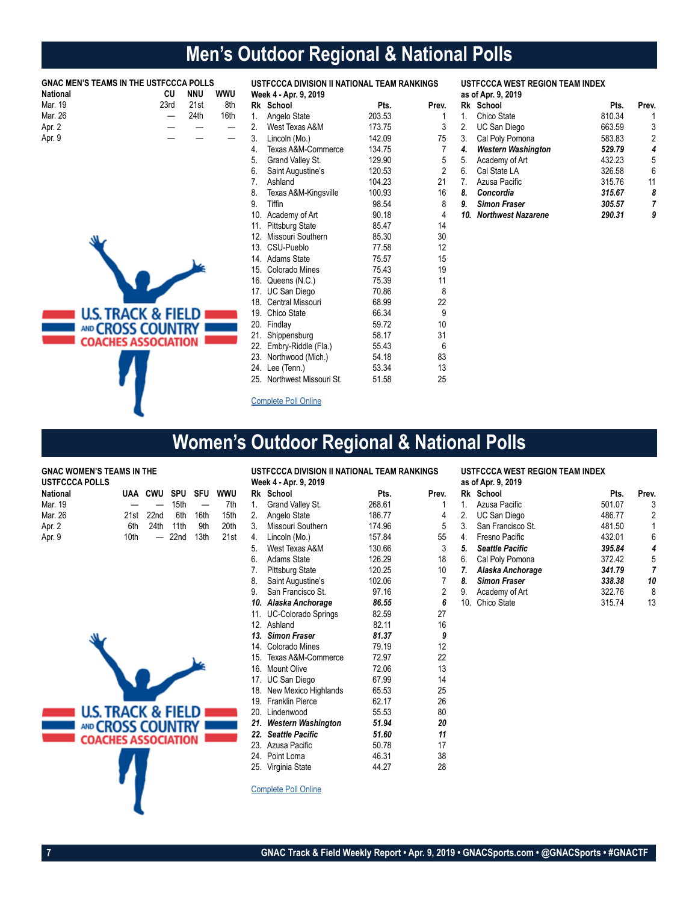# Men's Outdoor Regional & National Polls

### GNAC MEN'S TEAMS IN THE USTFCCCA POLLS

| National | CU | NNU | WWU |
|---|---|---|---|
| Mar. 19 | 23rd | 21st | 8th |
| Mar. 26 | — | 24th | 16th |
| Apr. 2 | — | — | — |
| Apr. 9 | — | — | — |

### USTFCCCA DIVISION II NATIONAL TEAM RANKINGS

Week 4 - Apr. 9, 2019

| Rk | School | Pts. | Prev. |
|---|---|---|---|
| 1. | Angelo State | 203.53 | 1 |
| 2. | West Texas A&M | 173.75 | 3 |
| 3. | Lincoln (Mo.) | 142.09 | 75 |
| 4. | Texas A&M-Commerce | 134.75 | 7 |
| 5. | Grand Valley St. | 129.90 | 5 |
| 6. | Saint Augustine's | 120.53 | 2 |
| 7. | Ashland | 104.23 | 21 |
| 8. | Texas A&M-Kingsville | 100.93 | 16 |
| 9. | Tiffin | 98.54 | 8 |
| 10. | Academy of Art | 90.18 | 4 |
| 11. | Pittsburg State | 85.47 | 14 |
| 12. | Missouri Southern | 85.30 | 30 |
| 13. | CSU-Pueblo | 77.58 | 12 |
| 14. | Adams State | 75.57 | 15 |
| 15. | Colorado Mines | 75.43 | 19 |
| 16. | Queens (N.C.) | 75.39 | 11 |
| 17. | UC San Diego | 70.86 | 8 |
| 18. | Central Missouri | 68.99 | 22 |
| 19. | Chico State | 66.34 | 9 |
| 20. | Findlay | 59.72 | 10 |
| 21. | Shippensburg | 58.17 | 31 |
| 22. | Embry-Riddle (Fla.) | 55.43 | 6 |
| 23. | Northwood (Mich.) | 54.18 | 83 |
| 24. | Lee (Tenn.) | 53.34 | 13 |
| 25. | Northwest Missouri St. | 51.58 | 25 |

Complete Poll Online

### USTFCCCA WEST REGION TEAM INDEX

as of Apr. 9, 2019

| Rk | School | Pts. | Prev. |
|---|---|---|---|
| 1. | Chico State | 810.34 | 1 |
| 2. | UC San Diego | 663.59 | 3 |
| 3. | Cal Poly Pomona | 583.83 | 2 |
| ***4.*** | ***Western Washington*** | ***529.79*** | ***4*** |
| 5. | Academy of Art | 432.23 | 5 |
| 6. | Cal State LA | 326.58 | 6 |
| 7. | Azusa Pacific | 315.76 | 11 |
| ***8.*** | ***Concordia*** | ***315.67*** | ***8*** |
| ***9.*** | ***Simon Fraser*** | ***305.57*** | ***7*** |
| ***10.*** | ***Northwest Nazarene*** | ***290.31*** | ***9*** |

# Women's Outdoor Regional & National Polls

### GNAC WOMEN'S TEAMS IN THE USTFCCCA POLLS

| National | UAA | CWU | SPU | SFU | WWU |
|---|---|---|---|---|---|
| Mar. 19 | — | — | 15th | — | 7th |
| Mar. 26 | 21st | 22nd | 6th | 16th | 15th |
| Apr. 2 | 6th | 24th | 11th | 9th | 20th |
| Apr. 9 | 10th | — | 22nd | 13th | 21st |

### USTFCCCA DIVISION II NATIONAL TEAM RANKINGS

Week 4 - Apr. 9, 2019

| Rk | School | Pts. | Prev. |
|---|---|---|---|
| 1. | Grand Valley St. | 268.61 | 1 |
| 2. | Angelo State | 186.77 | 4 |
| 3. | Missouri Southern | 174.96 | 5 |
| 4. | Lincoln (Mo.) | 157.84 | 55 |
| 5. | West Texas A&M | 130.66 | 3 |
| 6. | Adams State | 126.29 | 18 |
| 7. | Pittsburg State | 120.25 | 10 |
| 8. | Saint Augustine's | 102.06 | 7 |
| 9. | San Francisco St. | 97.16 | 2 |
| ***10.*** | ***Alaska Anchorage*** | ***86.55*** | ***6*** |
| 11. | UC-Colorado Springs | 82.59 | 27 |
| 12. | Ashland | 82.11 | 16 |
| ***13.*** | ***Simon Fraser*** | ***81.37*** | ***9*** |
| 14. | Colorado Mines | 79.19 | 12 |
| 15. | Texas A&M-Commerce | 72.97 | 22 |
| 16. | Mount Olive | 72.06 | 13 |
| 17. | UC San Diego | 67.99 | 14 |
| 18. | New Mexico Highlands | 65.53 | 25 |
| 19. | Franklin Pierce | 62.17 | 26 |
| 20. | Lindenwood | 55.53 | 80 |
| ***21.*** | ***Western Washington*** | ***51.94*** | ***20*** |
| ***22.*** | ***Seattle Pacific*** | ***51.60*** | ***11*** |
| 23. | Azusa Pacific | 50.78 | 17 |
| 24. | Point Loma | 46.31 | 38 |
| 25. | Virginia State | 44.27 | 28 |

Complete Poll Online

### USTFCCCA WEST REGION TEAM INDEX

as of Apr. 9, 2019

| Rk | School | Pts. | Prev. |
|---|---|---|---|
| 1. | Azusa Pacific | 501.07 | 3 |
| 2. | UC San Diego | 486.77 | 2 |
| 3. | San Francisco St. | 481.50 | 1 |
| 4. | Fresno Pacific | 432.01 | 6 |
| ***5.*** | ***Seattle Pacific*** | ***395.84*** | ***4*** |
| 6. | Cal Poly Pomona | 372.42 | 5 |
| ***7.*** | ***Alaska Anchorage*** | ***341.79*** | ***7*** |
| ***8.*** | ***Simon Fraser*** | ***338.38*** | ***10*** |
| 9. | Academy of Art | 322.76 | 8 |
| 10. | Chico State | 315.74 | 13 |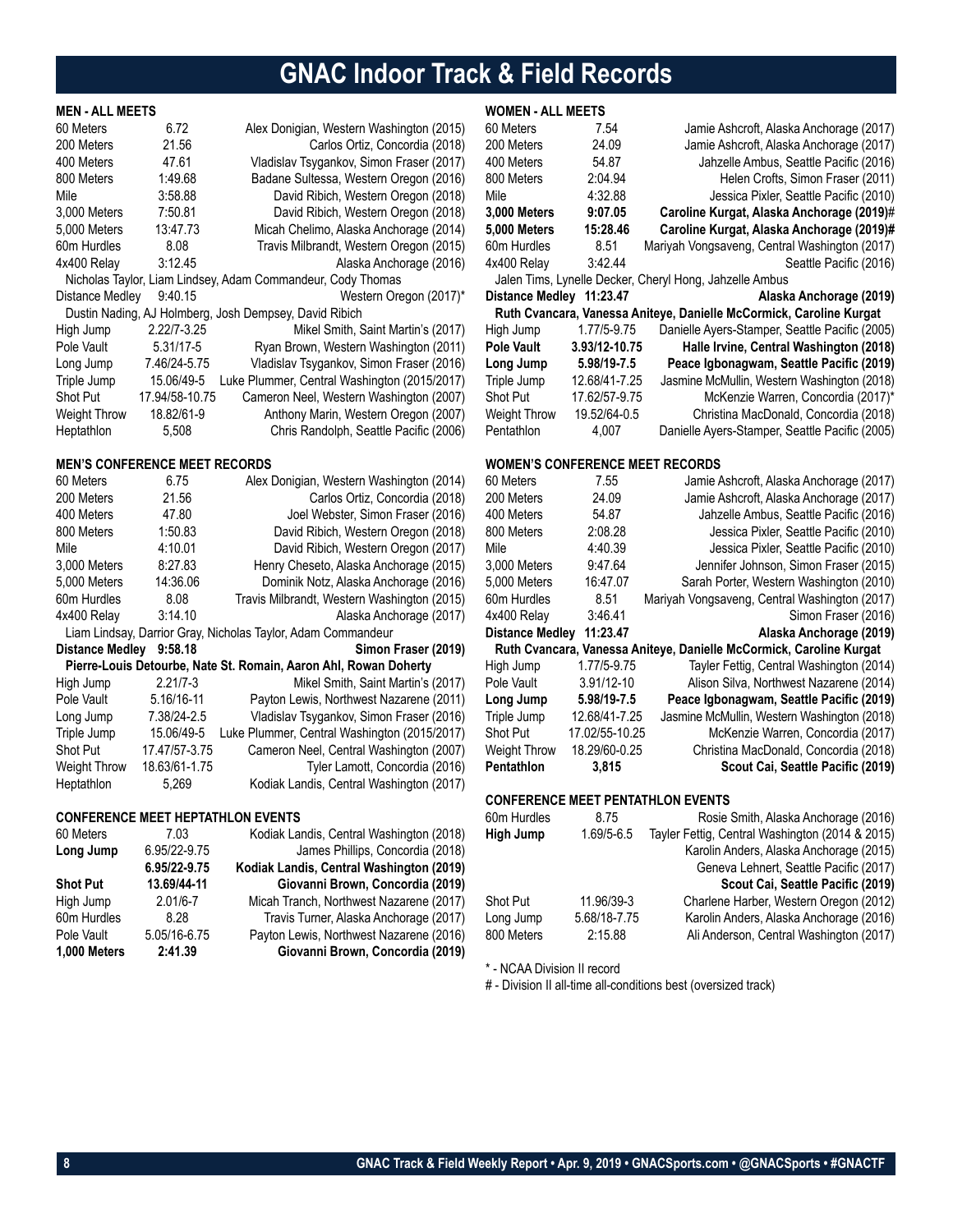# GNAC Indoor Track & Field Records

### MEN - ALL MEETS

| Event | Mark | Record Holder |
|---|---|---|
| 60 Meters | 6.72 | Alex Donigian, Western Washington (2015) |
| 200 Meters | 21.56 | Carlos Ortiz, Concordia (2018) |
| 400 Meters | 47.61 | Vladislav Tsygankov, Simon Fraser (2017) |
| 800 Meters | 1:49.68 | Badane Sultessa, Western Oregon (2016) |
| Mile | 3:58.88 | David Ribich, Western Oregon (2018) |
| 3,000 Meters | 7:50.81 | David Ribich, Western Oregon (2018) |
| 5,000 Meters | 13:47.73 | Micah Chelimo, Alaska Anchorage (2014) |
| 60m Hurdles | 8.08 | Travis Milbrandt, Western Oregon (2015) |
| 4x400 Relay | 3:12.45 | Alaska Anchorage (2016) |
| | | Nicholas Taylor, Liam Lindsey, Adam Commandeur, Cody Thomas |
| Distance Medley | 9:40.15 | Western Oregon (2017)* |
| | | Dustin Nading, AJ Holmberg, Josh Dempsey, David Ribich |
| High Jump | 2.22/7-3.25 | Mikel Smith, Saint Martin's (2017) |
| Pole Vault | 5.31/17-5 | Ryan Brown, Western Washington (2011) |
| Long Jump | 7.46/24-5.75 | Vladislav Tsygankov, Simon Fraser (2016) |
| Triple Jump | 15.06/49-5 | Luke Plummer, Central Washington (2015/2017) |
| Shot Put | 17.94/58-10.75 | Cameron Neel, Western Washington (2007) |
| Weight Throw | 18.82/61-9 | Anthony Marin, Western Oregon (2007) |
| Heptathlon | 5,508 | Chris Randolph, Seattle Pacific (2006) |

### MEN'S CONFERENCE MEET RECORDS

| Event | Mark | Record Holder |
|---|---|---|
| 60 Meters | 6.75 | Alex Donigian, Western Washington (2014) |
| 200 Meters | 21.56 | Carlos Ortiz, Concordia (2018) |
| 400 Meters | 47.80 | Joel Webster, Simon Fraser (2016) |
| 800 Meters | 1:50.83 | David Ribich, Western Oregon (2018) |
| Mile | 4:10.01 | David Ribich, Western Oregon (2017) |
| 3,000 Meters | 8:27.83 | Henry Cheseto, Alaska Anchorage (2015) |
| 5,000 Meters | 14:36.06 | Dominik Notz, Alaska Anchorage (2016) |
| 60m Hurdles | 8.08 | Travis Milbrandt, Western Washington (2015) |
| 4x400 Relay | 3:14.10 | Alaska Anchorage (2017) |
| | | Liam Lindsay, Darrior Gray, Nicholas Taylor, Adam Commandeur |
| **Distance Medley** | **9:58.18** | **Simon Fraser (2019)** |
| | | **Pierre-Louis Detourbe, Nate St. Romain, Aaron Ahl, Rowan Doherty** |
| High Jump | 2.21/7-3 | Mikel Smith, Saint Martin's (2017) |
| Pole Vault | 5.16/16-11 | Payton Lewis, Northwest Nazarene (2011) |
| Long Jump | 7.38/24-2.5 | Vladislav Tsygankov, Simon Fraser (2016) |
| Triple Jump | 15.06/49-5 | Luke Plummer, Central Washington (2015/2017) |
| Shot Put | 17.47/57-3.75 | Cameron Neel, Central Washington (2007) |
| Weight Throw | 18.63/61-1.75 | Tyler Lamott, Concordia (2016) |
| Heptathlon | 5,269 | Kodiak Landis, Central Washington (2017) |

### CONFERENCE MEET HEPTATHLON EVENTS

| Event | Mark | Record Holder |
|---|---|---|
| 60 Meters | 7.03 | Kodiak Landis, Central Washington (2018) |
| **Long Jump** | 6.95/22-9.75 | James Phillips, Concordia (2018) |
| | **6.95/22-9.75** | **Kodiak Landis, Central Washington (2019)** |
| **Shot Put** | **13.69/44-11** | **Giovanni Brown, Concordia (2019)** |
| High Jump | 2.01/6-7 | Micah Tranch, Northwest Nazarene (2017) |
| 60m Hurdles | 8.28 | Travis Turner, Alaska Anchorage (2017) |
| Pole Vault | 5.05/16-6.75 | Payton Lewis, Northwest Nazarene (2016) |
| **1,000 Meters** | **2:41.39** | **Giovanni Brown, Concordia (2019)** |

### WOMEN - ALL MEETS

| Event | Mark | Record Holder |
|---|---|---|
| 60 Meters | 7.54 | Jamie Ashcroft, Alaska Anchorage (2017) |
| 200 Meters | 24.09 | Jamie Ashcroft, Alaska Anchorage (2017) |
| 400 Meters | 54.87 | Jahzelle Ambus, Seattle Pacific (2016) |
| 800 Meters | 2:04.94 | Helen Crofts, Simon Fraser (2011) |
| Mile | 4:32.88 | Jessica Pixler, Seattle Pacific (2010) |
| **3,000 Meters** | **9:07.05** | **Caroline Kurgat, Alaska Anchorage (2019)#** |
| **5,000 Meters** | **15:28.46** | **Caroline Kurgat, Alaska Anchorage (2019)#** |
| 60m Hurdles | 8.51 | Mariyah Vongsaveng, Central Washington (2017) |
| 4x400 Relay | 3:42.44 | Seattle Pacific (2016) |
| | | Jalen Tims, Lynelle Decker, Cheryl Hong, Jahzelle Ambus |
| **Distance Medley** | **11:23.47** | **Alaska Anchorage (2019)** |
| | | **Ruth Cvancara, Vanessa Aniteye, Danielle McCormick, Caroline Kurgat** |
| High Jump | 1.77/5-9.75 | Danielle Ayers-Stamper, Seattle Pacific (2005) |
| **Pole Vault** | **3.93/12-10.75** | **Halle Irvine, Central Washington (2018)** |
| **Long Jump** | **5.98/19-7.5** | **Peace Igbonagwam, Seattle Pacific (2019)** |
| Triple Jump | 12.68/41-7.25 | Jasmine McMullin, Western Washington (2018) |
| Shot Put | 17.62/57-9.75 | McKenzie Warren, Concordia (2017)* |
| Weight Throw | 19.52/64-0.5 | Christina MacDonald, Concordia (2018) |
| Pentathlon | 4,007 | Danielle Ayers-Stamper, Seattle Pacific (2005) |

### WOMEN'S CONFERENCE MEET RECORDS

| Event | Mark | Record Holder |
|---|---|---|
| 60 Meters | 7.55 | Jamie Ashcroft, Alaska Anchorage (2017) |
| 200 Meters | 24.09 | Jamie Ashcroft, Alaska Anchorage (2017) |
| 400 Meters | 54.87 | Jahzelle Ambus, Seattle Pacific (2016) |
| 800 Meters | 2:08.28 | Jessica Pixler, Seattle Pacific (2010) |
| Mile | 4:40.39 | Jessica Pixler, Seattle Pacific (2010) |
| 3,000 Meters | 9:47.64 | Jennifer Johnson, Simon Fraser (2015) |
| 5,000 Meters | 16:47.07 | Sarah Porter, Western Washington (2010) |
| 60m Hurdles | 8.51 | Mariyah Vongsaveng, Central Washington (2017) |
| 4x400 Relay | 3:46.41 | Simon Fraser (2016) |
| **Distance Medley** | **11:23.47** | **Alaska Anchorage (2019)** |
| | | **Ruth Cvancara, Vanessa Aniteye, Danielle McCormick, Caroline Kurgat** |
| High Jump | 1.77/5-9.75 | Tayler Fettig, Central Washington (2014) |
| Pole Vault | 3.91/12-10 | Alison Silva, Northwest Nazarene (2014) |
| **Long Jump** | **5.98/19-7.5** | **Peace Igbonagwam, Seattle Pacific (2019)** |
| Triple Jump | 12.68/41-7.25 | Jasmine McMullin, Western Washington (2018) |
| Shot Put | 17.02/55-10.25 | McKenzie Warren, Concordia (2017) |
| Weight Throw | 18.29/60-0.25 | Christina MacDonald, Concordia (2018) |
| **Pentathlon** | **3,815** | **Scout Cai, Seattle Pacific (2019)** |

### CONFERENCE MEET PENTATHLON EVENTS

| Event | Mark | Record Holder |
|---|---|---|
| 60m Hurdles | 8.75 | Rosie Smith, Alaska Anchorage (2016) |
| **High Jump** | 1.69/5-6.5 | Tayler Fettig, Central Washington (2014 & 2015) |
| | | Karolin Anders, Alaska Anchorage (2015) |
| | | Geneva Lehnert, Seattle Pacific (2017) |
| | | **Scout Cai, Seattle Pacific (2019)** |
| Shot Put | 11.96/39-3 | Charlene Harber, Western Oregon (2012) |
| Long Jump | 5.68/18-7.75 | Karolin Anders, Alaska Anchorage (2016) |
| 800 Meters | 2:15.88 | Ali Anderson, Central Washington (2017) |

\* - NCAA Division II record

\# - Division II all-time all-conditions best (oversized track)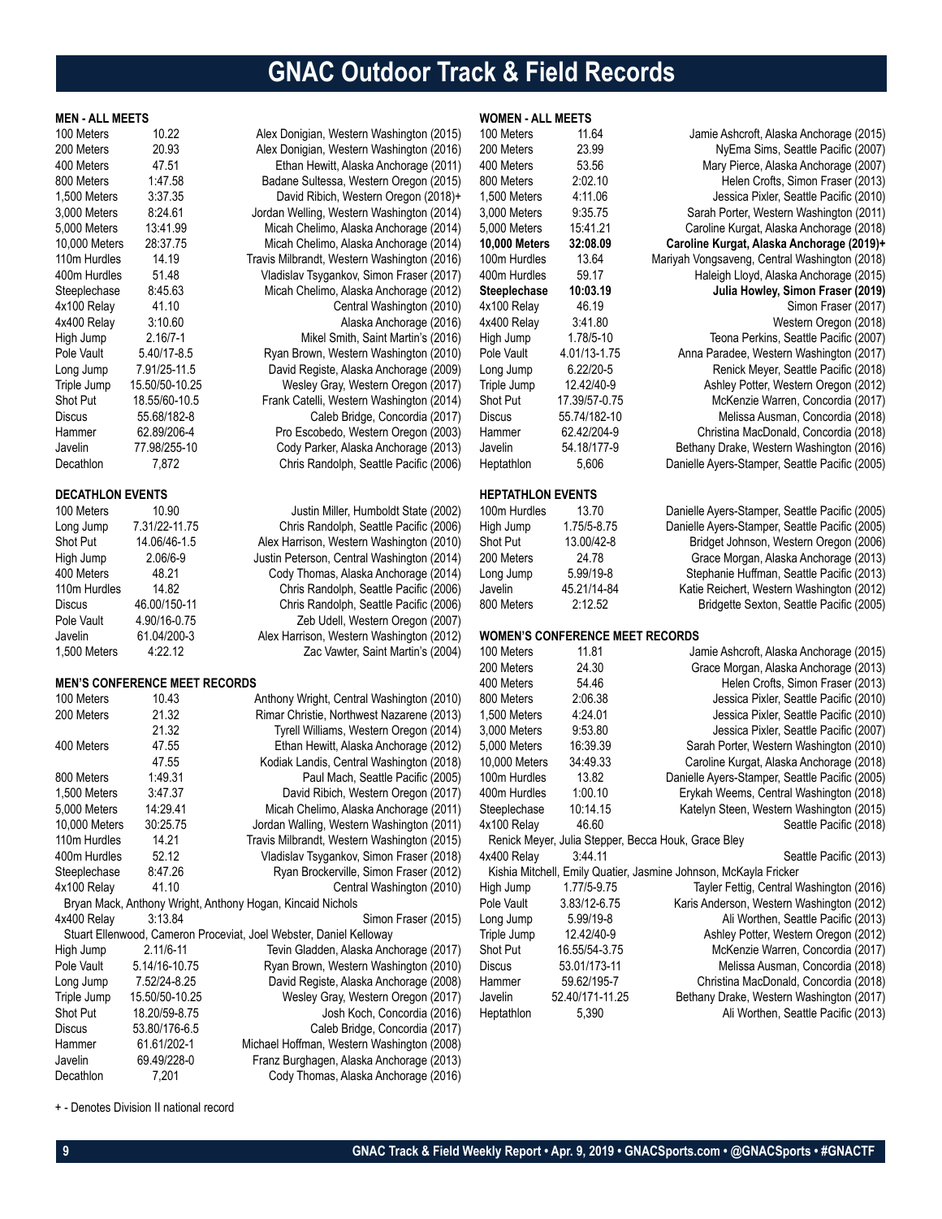# GNAC Outdoor Track & Field Records

### MEN - ALL MEETS

| Event | Mark | Record Holder |
|---|---|---|
| 100 Meters | 10.22 | Alex Donigian, Western Washington (2015) |
| 200 Meters | 20.93 | Alex Donigian, Western Washington (2016) |
| 400 Meters | 47.51 | Ethan Hewitt, Alaska Anchorage (2011) |
| 800 Meters | 1:47.58 | Badane Sultessa, Western Oregon (2015) |
| 1,500 Meters | 3:37.35 | David Ribich, Western Oregon (2018)+ |
| 3,000 Meters | 8:24.61 | Jordan Welling, Western Washington (2014) |
| 5,000 Meters | 13:41.99 | Micah Chelimo, Alaska Anchorage (2014) |
| 10,000 Meters | 28:37.75 | Micah Chelimo, Alaska Anchorage (2014) |
| 110m Hurdles | 14.19 | Travis Milbrandt, Western Washington (2016) |
| 400m Hurdles | 51.48 | Vladislav Tsygankov, Simon Fraser (2017) |
| Steeplechase | 8:45.63 | Micah Chelimo, Alaska Anchorage (2012) |
| 4x100 Relay | 41.10 | Central Washington (2010) |
| 4x400 Relay | 3:10.60 | Alaska Anchorage (2016) |
| High Jump | 2.16/7-1 | Mikel Smith, Saint Martin's (2016) |
| Pole Vault | 5.40/17-8.5 | Ryan Brown, Western Washington (2010) |
| Long Jump | 7.91/25-11.5 | David Registe, Alaska Anchorage (2009) |
| Triple Jump | 15.50/50-10.25 | Wesley Gray, Western Oregon (2017) |
| Shot Put | 18.55/60-10.5 | Frank Catelli, Western Washington (2014) |
| Discus | 55.68/182-8 | Caleb Bridge, Concordia (2017) |
| Hammer | 62.89/206-4 | Pro Escobedo, Western Oregon (2003) |
| Javelin | 77.98/255-10 | Cody Parker, Alaska Anchorage (2013) |
| Decathlon | 7,872 | Chris Randolph, Seattle Pacific (2006) |

### DECATHLON EVENTS

| Event | Mark | Record Holder |
|---|---|---|
| 100 Meters | 10.90 | Justin Miller, Humboldt State (2002) |
| Long Jump | 7.31/22-11.75 | Chris Randolph, Seattle Pacific (2006) |
| Shot Put | 14.06/46-1.5 | Alex Harrison, Western Washington (2010) |
| High Jump | 2.06/6-9 | Justin Peterson, Central Washington (2014) |
| 400 Meters | 48.21 | Cody Thomas, Alaska Anchorage (2014) |
| 110m Hurdles | 14.82 | Chris Randolph, Seattle Pacific (2006) |
| Discus | 46.00/150-11 | Chris Randolph, Seattle Pacific (2006) |
| Pole Vault | 4.90/16-0.75 | Zeb Udell, Western Oregon (2007) |
| Javelin | 61.04/200-3 | Alex Harrison, Western Washington (2012) |
| 1,500 Meters | 4:22.12 | Zac Vawter, Saint Martin's (2004) |

### MEN'S CONFERENCE MEET RECORDS

| Event | Mark | Record Holder |
|---|---|---|
| 100 Meters | 10.43 | Anthony Wright, Central Washington (2010) |
| 200 Meters | 21.32 | Rimar Christie, Northwest Nazarene (2013) |
| | 21.32 | Tyrell Williams, Western Oregon (2014) |
| 400 Meters | 47.55 | Ethan Hewitt, Alaska Anchorage (2012) |
| | 47.55 | Kodiak Landis, Central Washington (2018) |
| 800 Meters | 1:49.31 | Paul Mach, Seattle Pacific (2005) |
| 1,500 Meters | 3:47.37 | David Ribich, Western Oregon (2017) |
| 5,000 Meters | 14:29.41 | Micah Chelimo, Alaska Anchorage (2011) |
| 10,000 Meters | 30:25.75 | Jordan Walling, Western Washington (2011) |
| 110m Hurdles | 14.21 | Travis Milbrandt, Western Washington (2015) |
| 400m Hurdles | 52.12 | Vladislav Tsygankov, Simon Fraser (2018) |
| Steeplechase | 8:47.26 | Ryan Brockerville, Simon Fraser (2012) |
| 4x100 Relay | 41.10 | Central Washington (2010) |
| | Bryan Mack, Anthony Wright, Anthony Hogan, Kincaid Nichols | |
| 4x400 Relay | 3:13.84 | Simon Fraser (2015) |
| | Stuart Ellenwood, Cameron Proceviat, Joel Webster, Daniel Kelloway | |
| High Jump | 2.11/6-11 | Tevin Gladden, Alaska Anchorage (2017) |
| Pole Vault | 5.14/16-10.75 | Ryan Brown, Western Washington (2010) |
| Long Jump | 7.52/24-8.25 | David Registe, Alaska Anchorage (2008) |
| Triple Jump | 15.50/50-10.25 | Wesley Gray, Western Oregon (2017) |
| Shot Put | 18.20/59-8.75 | Josh Koch, Concordia (2016) |
| Discus | 53.80/176-6.5 | Caleb Bridge, Concordia (2017) |
| Hammer | 61.61/202-1 | Michael Hoffman, Western Washington (2008) |
| Javelin | 69.49/228-0 | Franz Burghagen, Alaska Anchorage (2013) |
| Decathlon | 7,201 | Cody Thomas, Alaska Anchorage (2016) |

### WOMEN - ALL MEETS

| Event | Mark | Record Holder |
|---|---|---|
| 100 Meters | 11.64 | Jamie Ashcroft, Alaska Anchorage (2015) |
| 200 Meters | 23.99 | NyEma Sims, Seattle Pacific (2007) |
| 400 Meters | 53.56 | Mary Pierce, Alaska Anchorage (2007) |
| 800 Meters | 2:02.10 | Helen Crofts, Simon Fraser (2013) |
| 1,500 Meters | 4:11.06 | Jessica Pixler, Seattle Pacific (2010) |
| 3,000 Meters | 9:35.75 | Sarah Porter, Western Washington (2011) |
| 5,000 Meters | 15:41.21 | Caroline Kurgat, Alaska Anchorage (2018) |
| **10,000 Meters** | **32:08.09** | **Caroline Kurgat, Alaska Anchorage (2019)+** |
| 100m Hurdles | 13.64 | Mariyah Vongsaveng, Central Washington (2018) |
| 400m Hurdles | 59.17 | Haleigh Lloyd, Alaska Anchorage (2015) |
| **Steeplechase** | **10:03.19** | **Julia Howley, Simon Fraser (2019)** |
| 4x100 Relay | 46.19 | Simon Fraser (2017) |
| 4x400 Relay | 3:41.80 | Western Oregon (2018) |
| High Jump | 1.78/5-10 | Teona Perkins, Seattle Pacific (2007) |
| Pole Vault | 4.01/13-1.75 | Anna Paradee, Western Washington (2017) |
| Long Jump | 6.22/20-5 | Renick Meyer, Seattle Pacific (2018) |
| Triple Jump | 12.42/40-9 | Ashley Potter, Western Oregon (2012) |
| Shot Put | 17.39/57-0.75 | McKenzie Warren, Concordia (2017) |
| Discus | 55.74/182-10 | Melissa Ausman, Concordia (2018) |
| Hammer | 62.42/204-9 | Christina MacDonald, Concordia (2018) |
| Javelin | 54.18/177-9 | Bethany Drake, Western Washington (2016) |
| Heptathlon | 5,606 | Danielle Ayers-Stamper, Seattle Pacific (2005) |

### HEPTATHLON EVENTS

| Event | Mark | Record Holder |
|---|---|---|
| 100m Hurdles | 13.70 | Danielle Ayers-Stamper, Seattle Pacific (2005) |
| High Jump | 1.75/5-8.75 | Danielle Ayers-Stamper, Seattle Pacific (2005) |
| Shot Put | 13.00/42-8 | Bridget Johnson, Western Oregon (2006) |
| 200 Meters | 24.78 | Grace Morgan, Alaska Anchorage (2013) |
| Long Jump | 5.99/19-8 | Stephanie Huffman, Seattle Pacific (2013) |
| Javelin | 45.21/14-84 | Katie Reichert, Western Washington (2012) |
| 800 Meters | 2:12.52 | Bridgette Sexton, Seattle Pacific (2005) |

### WOMEN'S CONFERENCE MEET RECORDS

| Event | Mark | Record Holder |
|---|---|---|
| 100 Meters | 11.81 | Jamie Ashcroft, Alaska Anchorage (2015) |
| 200 Meters | 24.30 | Grace Morgan, Alaska Anchorage (2013) |
| 400 Meters | 54.46 | Helen Crofts, Simon Fraser (2013) |
| 800 Meters | 2:06.38 | Jessica Pixler, Seattle Pacific (2010) |
| 1,500 Meters | 4:24.01 | Jessica Pixler, Seattle Pacific (2010) |
| 3,000 Meters | 9:53.80 | Jessica Pixler, Seattle Pacific (2007) |
| 5,000 Meters | 16:39.39 | Sarah Porter, Western Washington (2010) |
| 10,000 Meters | 34:49.33 | Caroline Kurgat, Alaska Anchorage (2018) |
| 100m Hurdles | 13.82 | Danielle Ayers-Stamper, Seattle Pacific (2005) |
| 400m Hurdles | 1:00.10 | Erykah Weems, Central Washington (2018) |
| Steeplechase | 10:14.15 | Katelyn Steen, Western Washington (2015) |
| 4x100 Relay | 46.60 | Seattle Pacific (2018) |
| | Renick Meyer, Julia Stepper, Becca Houk, Grace Bley | |
| 4x400 Relay | 3:44.11 | Seattle Pacific (2013) |
| | Kishia Mitchell, Emily Quatier, Jasmine Johnson, McKayla Fricker | |
| High Jump | 1.77/5-9.75 | Tayler Fettig, Central Washington (2016) |
| Pole Vault | 3.83/12-6.75 | Karis Anderson, Western Washington (2012) |
| Long Jump | 5.99/19-8 | Ali Worthen, Seattle Pacific (2013) |
| Triple Jump | 12.42/40-9 | Ashley Potter, Western Oregon (2012) |
| Shot Put | 16.55/54-3.75 | McKenzie Warren, Concordia (2017) |
| Discus | 53.01/173-11 | Melissa Ausman, Concordia (2018) |
| Hammer | 59.62/195-7 | Christina MacDonald, Concordia (2018) |
| Javelin | 52.40/171-11.25 | Bethany Drake, Western Washington (2017) |
| Heptathlon | 5,390 | Ali Worthen, Seattle Pacific (2013) |

+ - Denotes Division II national record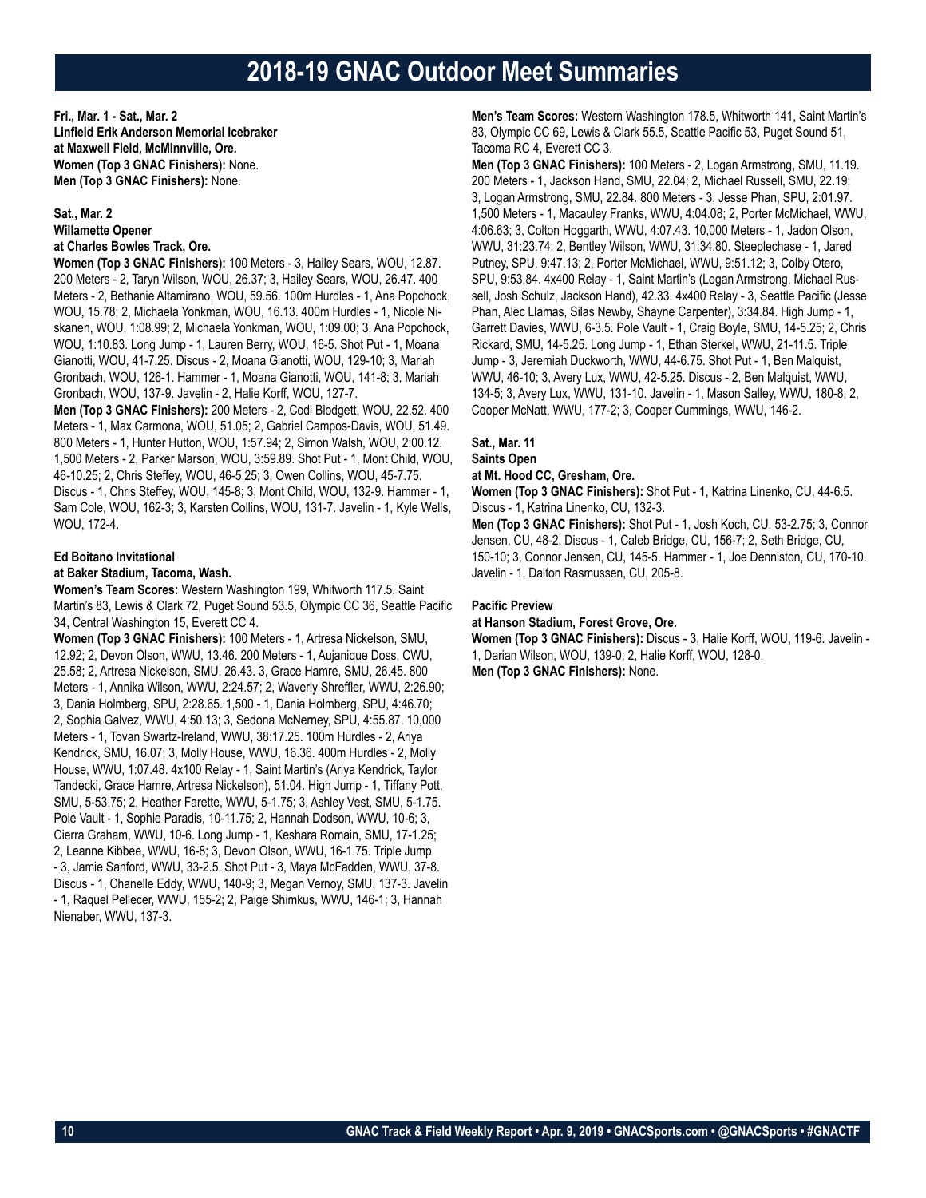# 2018-19 GNAC Outdoor Meet Summaries

**Fri., Mar. 1 - Sat., Mar. 2**
**Linfield Erik Anderson Memorial Icebreaker**
**at Maxwell Field, McMinnville, Ore.**
**Women (Top 3 GNAC Finishers):** None.
**Men (Top 3 GNAC Finishers):** None.

**Sat., Mar. 2**
**Willamette Opener**
**at Charles Bowles Track, Ore.**
**Women (Top 3 GNAC Finishers):** 100 Meters - 3, Hailey Sears, WOU, 12.87. 200 Meters - 2, Taryn Wilson, WOU, 26.37; 3, Hailey Sears, WOU, 26.47. 400 Meters - 2, Bethanie Altamirano, WOU, 59.56. 100m Hurdles - 1, Ana Popchock, WOU, 15.78; 2, Michaela Yonkman, WOU, 16.13. 400m Hurdles - 1, Nicole Niskanen, WOU, 1:08.99; 2, Michaela Yonkman, WOU, 1:09.00; 3, Ana Popchock, WOU, 1:10.83. Long Jump - 1, Lauren Berry, WOU, 16-5. Shot Put - 1, Moana Gianotti, WOU, 41-7.25. Discus - 2, Moana Gianotti, WOU, 129-10; 3, Mariah Gronbach, WOU, 126-1. Hammer - 1, Moana Gianotti, WOU, 141-8; 3, Mariah Gronbach, WOU, 137-9. Javelin - 2, Halie Korff, WOU, 127-7.
**Men (Top 3 GNAC Finishers):** 200 Meters - 2, Codi Blodgett, WOU, 22.52. 400 Meters - 1, Max Carmona, WOU, 51.05; 2, Gabriel Campos-Davis, WOU, 51.49. 800 Meters - 1, Hunter Hutton, WOU, 1:57.94; 2, Simon Walsh, WOU, 2:00.12. 1,500 Meters - 2, Parker Marson, WOU, 3:59.89. Shot Put - 1, Mont Child, WOU, 46-10.25; 2, Chris Steffey, WOU, 46-5.25; 3, Owen Collins, WOU, 45-7.75. Discus - 1, Chris Steffey, WOU, 145-8; 3, Mont Child, WOU, 132-9. Hammer - 1, Sam Cole, WOU, 162-3; 3, Karsten Collins, WOU, 131-7. Javelin - 1, Kyle Wells, WOU, 172-4.

**Ed Boitano Invitational**
**at Baker Stadium, Tacoma, Wash.**
**Women's Team Scores:** Western Washington 199, Whitworth 117.5, Saint Martin's 83, Lewis & Clark 72, Puget Sound 53.5, Olympic CC 36, Seattle Pacific 34, Central Washington 15, Everett CC 4.
**Women (Top 3 GNAC Finishers):** 100 Meters - 1, Artresa Nickelson, SMU, 12.92; 2, Devon Olson, WWU, 13.46. 200 Meters - 1, Aujanique Doss, CWU, 25.58; 2, Artresa Nickelson, SMU, 26.43. 3, Grace Hamre, SMU, 26.45. 800 Meters - 1, Annika Wilson, WWU, 2:24.57; 2, Waverly Shreffler, WWU, 2:26.90; 3, Dania Holmberg, SPU, 2:28.65. 1,500 - 1, Dania Holmberg, SPU, 4:46.70; 2, Sophia Galvez, WWU, 4:50.13; 3, Sedona McNerney, SPU, 4:55.87. 10,000 Meters - 1, Tovan Swartz-Ireland, WWU, 38:17.25. 100m Hurdles - 2, Ariya Kendrick, SMU, 16.07; 3, Molly House, WWU, 16.36. 400m Hurdles - 2, Molly House, WWU, 1:07.48. 4x100 Relay - 1, Saint Martin's (Ariya Kendrick, Taylor Tandecki, Grace Hamre, Artresa Nickelson), 51.04. High Jump - 1, Tiffany Pott, SMU, 5-53.75; 2, Heather Farette, WWU, 5-1.75; 3, Ashley Vest, SMU, 5-1.75. Pole Vault - 1, Sophie Paradis, 10-11.75; 2, Hannah Dodson, WWU, 10-6; 3, Cierra Graham, WWU, 10-6. Long Jump - 1, Keshara Romain, SMU, 17-1.25; 2, Leanne Kibbee, WWU, 16-8; 3, Devon Olson, WWU, 16-1.75. Triple Jump - 3, Jamie Sanford, WWU, 33-2.5. Shot Put - 3, Maya McFadden, WWU, 37-8. Discus - 1, Chanelle Eddy, WWU, 140-9; 3, Megan Vernoy, SMU, 137-3. Javelin - 1, Raquel Pellecer, WWU, 155-2; 2, Paige Shimkus, WWU, 146-1; 3, Hannah Nienaber, WWU, 137-3.

**Men's Team Scores:** Western Washington 178.5, Whitworth 141, Saint Martin's 83, Olympic CC 69, Lewis & Clark 55.5, Seattle Pacific 53, Puget Sound 51, Tacoma RC 4, Everett CC 3.
**Men (Top 3 GNAC Finishers):** 100 Meters - 2, Logan Armstrong, SMU, 11.19. 200 Meters - 1, Jackson Hand, SMU, 22.04; 2, Michael Russell, SMU, 22.19; 3, Logan Armstrong, SMU, 22.84. 800 Meters - 3, Jesse Phan, SPU, 2:01.97. 1,500 Meters - 1, Macauley Franks, WWU, 4:04.08; 2, Porter McMichael, WWU, 4:06.63; 3, Colton Hoggarth, WWU, 4:07.43. 10,000 Meters - 1, Jadon Olson, WWU, 31:23.74; 2, Bentley Wilson, WWU, 31:34.80. Steeplechase - 1, Jared Putney, SPU, 9:47.13; 2, Porter McMichael, WWU, 9:51.12; 3, Colby Otero, SPU, 9:53.84. 4x400 Relay - 1, Saint Martin's (Logan Armstrong, Michael Russell, Josh Schulz, Jackson Hand), 42.33. 4x400 Relay - 3, Seattle Pacific (Jesse Phan, Alec Llamas, Silas Newby, Shayne Carpenter), 3:34.84. High Jump - 1, Garrett Davies, WWU, 6-3.5. Pole Vault - 1, Craig Boyle, SMU, 14-5.25; 2, Chris Rickard, SMU, 14-5.25. Long Jump - 1, Ethan Sterkel, WWU, 21-11.5. Triple Jump - 3, Jeremiah Duckworth, WWU, 44-6.75. Shot Put - 1, Ben Malquist, WWU, 46-10; 3, Avery Lux, WWU, 42-5.25. Discus - 2, Ben Malquist, WWU, 134-5; 3, Avery Lux, WWU, 131-10. Javelin - 1, Mason Salley, WWU, 180-8; 2, Cooper McNatt, WWU, 177-2; 3, Cooper Cummings, WWU, 146-2.

**Sat., Mar. 11**
**Saints Open**
**at Mt. Hood CC, Gresham, Ore.**
**Women (Top 3 GNAC Finishers):** Shot Put - 1, Katrina Linenko, CU, 44-6.5. Discus - 1, Katrina Linenko, CU, 132-3.
**Men (Top 3 GNAC Finishers):** Shot Put - 1, Josh Koch, CU, 53-2.75; 3, Connor Jensen, CU, 48-2. Discus - 1, Caleb Bridge, CU, 156-7; 2, Seth Bridge, CU, 150-10; 3, Connor Jensen, CU, 145-5. Hammer - 1, Joe Denniston, CU, 170-10. Javelin - 1, Dalton Rasmussen, CU, 205-8.

**Pacific Preview**
**at Hanson Stadium, Forest Grove, Ore.**
**Women (Top 3 GNAC Finishers):** Discus - 3, Halie Korff, WOU, 119-6. Javelin - 1, Darian Wilson, WOU, 139-0; 2, Halie Korff, WOU, 128-0.
**Men (Top 3 GNAC Finishers):** None.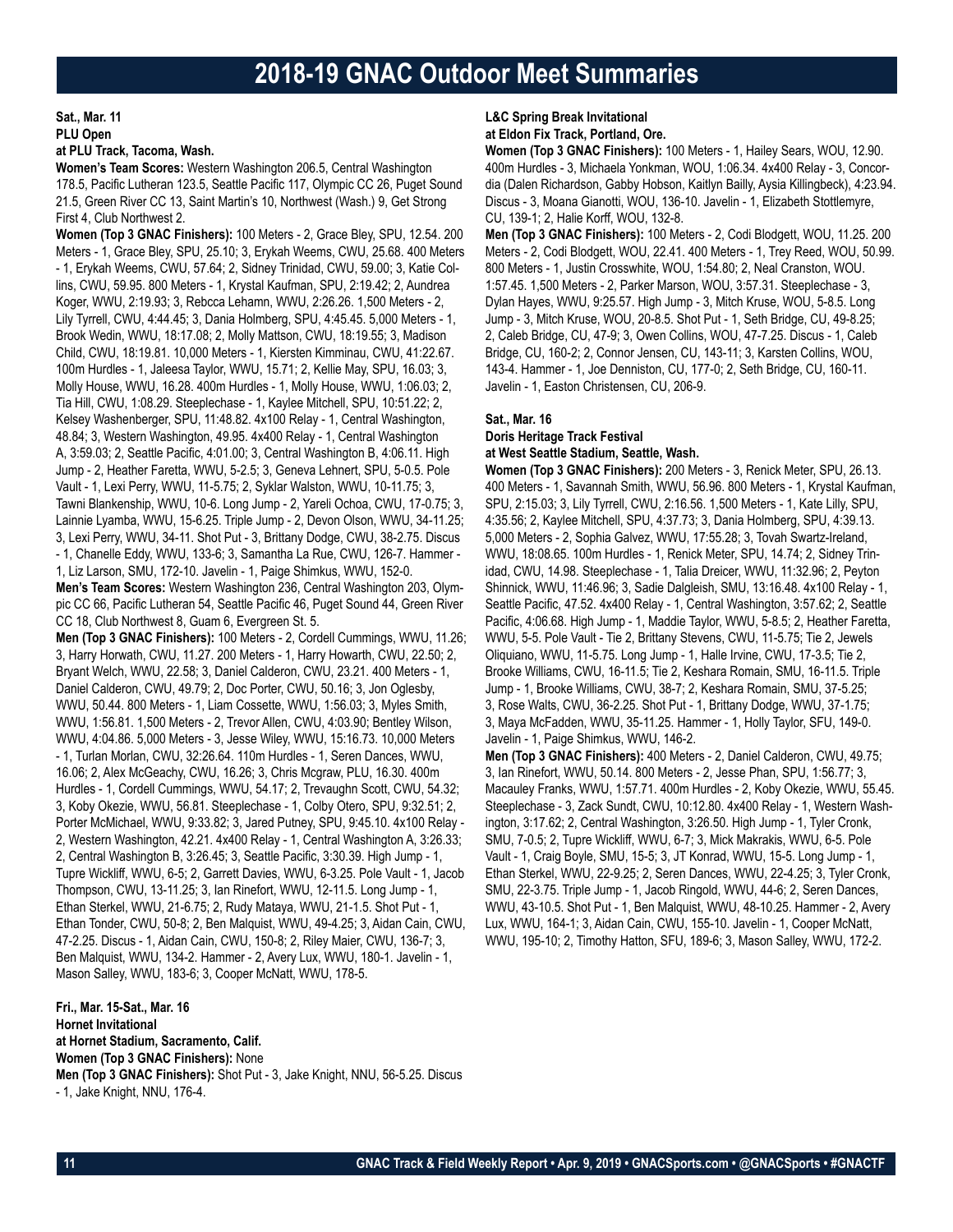# 2018-19 GNAC Outdoor Meet Summaries

**Sat., Mar. 11**
**PLU Open**
**at PLU Track, Tacoma, Wash.**

**Women's Team Scores:** Western Washington 206.5, Central Washington 178.5, Pacific Lutheran 123.5, Seattle Pacific 117, Olympic CC 26, Puget Sound 21.5, Green River CC 13, Saint Martin's 10, Northwest (Wash.) 9, Get Strong First 4, Club Northwest 2.

**Women (Top 3 GNAC Finishers):** 100 Meters - 2, Grace Bley, SPU, 12.54. 200 Meters - 1, Grace Bley, SPU, 25.10; 3, Erykah Weems, CWU, 25.68. 400 Meters - 1, Erykah Weems, CWU, 57.64; 2, Sidney Trinidad, CWU, 59.00; 3, Katie Collins, CWU, 59.95. 800 Meters - 1, Krystal Kaufman, SPU, 2:19.42; 2, Aundrea Koger, WWU, 2:19.93; 3, Rebcca Lehamn, WWU, 2:26.26. 1,500 Meters - 2, Lily Tyrrell, CWU, 4:44.45; 3, Dania Holmberg, SPU, 4:45.45. 5,000 Meters - 1, Brook Wedin, WWU, 18:17.08; 2, Molly Mattson, CWU, 18:19.55; 3, Madison Child, CWU, 18:19.81. 10,000 Meters - 1, Kiersten Kimminau, CWU, 41:22.67. 100m Hurdles - 1, Jaleesa Taylor, WWU, 15.71; 2, Kellie May, SPU, 16.03; 3, Molly House, WWU, 16.28. 400m Hurdles - 1, Molly House, WWU, 1:06.03; 2, Tia Hill, CWU, 1:08.29. Steeplechase - 1, Kaylee Mitchell, SPU, 10:51.22; 2, Kelsey Washenberger, SPU, 11:48.82. 4x100 Relay - 1, Central Washington, 48.84; 3, Western Washington, 49.95. 4x400 Relay - 1, Central Washington A, 3:59.03; 2, Seattle Pacific, 4:01.00; 3, Central Washington B, 4:06.11. High Jump - 2, Heather Faretta, WWU, 5-2.5; 3, Geneva Lehnert, SPU, 5-0.5. Pole Vault - 1, Lexi Perry, WWU, 11-5.75; 2, Syklar Walston, WWU, 10-11.75; 3, Tawni Blankenship, WWU, 10-6. Long Jump - 2, Yareli Ochoa, CWU, 17-0.75; 3, Lainnie Lyamba, WWU, 15-6.25. Triple Jump - 2, Devon Olson, WWU, 34-11.25; 3, Lexi Perry, WWU, 34-11. Shot Put - 3, Brittany Dodge, CWU, 38-2.75. Discus - 1, Chanelle Eddy, WWU, 133-6; 3, Samantha La Rue, CWU, 126-7. Hammer - 1, Liz Larson, SMU, 172-10. Javelin - 1, Paige Shimkus, WWU, 152-0.

**Men's Team Scores:** Western Washington 236, Central Washington 203, Olympic CC 66, Pacific Lutheran 54, Seattle Pacific 46, Puget Sound 44, Green River CC 18, Club Northwest 8, Guam 6, Evergreen St. 5.

**Men (Top 3 GNAC Finishers):** 100 Meters - 2, Cordell Cummings, WWU, 11.26; 3, Harry Horwath, CWU, 11.27. 200 Meters - 1, Harry Howarth, CWU, 22.50; 2, Bryant Welch, WWU, 22.58; 3, Daniel Calderon, CWU, 23.21. 400 Meters - 1, Daniel Calderon, CWU, 49.79; 2, Doc Porter, CWU, 50.16; 3, Jon Oglesby, WWU, 50.44. 800 Meters - 1, Liam Cossette, WWU, 1:56.03; 3, Myles Smith, WWU, 1:56.81. 1,500 Meters - 2, Trevor Allen, CWU, 4:03.90; Bentley Wilson, WWU, 4:04.86. 5,000 Meters - 3, Jesse Wiley, WWU, 15:16.73. 10,000 Meters - 1, Turlan Morlan, CWU, 32:26.64. 110m Hurdles - 1, Seren Dances, WWU, 16.06; 2, Alex McGeachy, CWU, 16.26; 3, Chris Mcgraw, PLU, 16.30. 400m Hurdles - 1, Cordell Cummings, WWU, 54.17; 2, Trevaughn Scott, CWU, 54.32; 3, Koby Okezie, WWU, 56.81. Steeplechase - 1, Colby Otero, SPU, 9:32.51; 2, Porter McMichael, WWU, 9:33.82; 3, Jared Putney, SPU, 9:45.10. 4x100 Relay - 2, Western Washington, 42.21. 4x400 Relay - 1, Central Washington A, 3:26.33; 2, Central Washington B, 3:26.45; 3, Seattle Pacific, 3:30.39. High Jump - 1, Tupre Wickliff, WWU, 6-5; 2, Garrett Davies, WWU, 6-3.25. Pole Vault - 1, Jacob Thompson, CWU, 13-11.25; 3, Ian Rinefort, WWU, 12-11.5. Long Jump - 1, Ethan Sterkel, WWU, 21-6.75; 2, Rudy Mataya, WWU, 21-1.5. Shot Put - 1, Ethan Tonder, CWU, 50-8; 2, Ben Malquist, WWU, 49-4.25; 3, Aidan Cain, CWU, 47-2.25. Discus - 1, Aidan Cain, CWU, 150-8; 2, Riley Maier, CWU, 136-7; 3, Ben Malquist, WWU, 134-2. Hammer - 2, Avery Lux, WWU, 180-1. Javelin - 1, Mason Salley, WWU, 183-6; 3, Cooper McNatt, WWU, 178-5.

**Fri., Mar. 15-Sat., Mar. 16**
**Hornet Invitational**
**at Hornet Stadium, Sacramento, Calif.**

**Women (Top 3 GNAC Finishers):** None

**Men (Top 3 GNAC Finishers):** Shot Put - 3, Jake Knight, NNU, 56-5.25. Discus - 1, Jake Knight, NNU, 176-4.

**L&C Spring Break Invitational**
**at Eldon Fix Track, Portland, Ore.**

**Women (Top 3 GNAC Finishers):** 100 Meters - 1, Hailey Sears, WOU, 12.90. 400m Hurdles - 3, Michaela Yonkman, WOU, 1:06.34. 4x400 Relay - 3, Concordia (Dalen Richardson, Gabby Hobson, Kaitlyn Bailly, Aysia Killingbeck), 4:23.94. Discus - 3, Moana Gianotti, WOU, 136-10. Javelin - 1, Elizabeth Stottlemyre, CU, 139-1; 2, Halie Korff, WOU, 132-8.

**Men (Top 3 GNAC Finishers):** 100 Meters - 2, Codi Blodgett, WOU, 11.25. 200 Meters - 2, Codi Blodgett, WOU, 22.41. 400 Meters - 1, Trey Reed, WOU, 50.99. 800 Meters - 1, Justin Crosswhite, WOU, 1:54.80; 2, Neal Cranston, WOU. 1:57.45. 1,500 Meters - 2, Parker Marson, WOU, 3:57.31. Steeplechase - 3, Dylan Hayes, WWU, 9:25.57. High Jump - 3, Mitch Kruse, WOU, 5-8.5. Long Jump - 3, Mitch Kruse, WOU, 20-8.5. Shot Put - 1, Seth Bridge, CU, 49-8.25; 2, Caleb Bridge, CU, 47-9; 3, Owen Collins, WOU, 47-7.25. Discus - 1, Caleb Bridge, CU, 160-2; 2, Connor Jensen, CU, 143-11; 3, Karsten Collins, WOU, 143-4. Hammer - 1, Joe Denniston, CU, 177-0; 2, Seth Bridge, CU, 160-11. Javelin - 1, Easton Christensen, CU, 206-9.

**Sat., Mar. 16**
**Doris Heritage Track Festival**
**at West Seattle Stadium, Seattle, Wash.**

**Women (Top 3 GNAC Finishers):** 200 Meters - 3, Renick Meter, SPU, 26.13. 400 Meters - 1, Savannah Smith, WWU, 56.96. 800 Meters - 1, Krystal Kaufman, SPU, 2:15.03; 3, Lily Tyrrell, CWU, 2:16.56. 1,500 Meters - 1, Kate Lilly, SPU, 4:35.56; 2, Kaylee Mitchell, SPU, 4:37.73; 3, Dania Holmberg, SPU, 4:39.13. 5,000 Meters - 2, Sophia Galvez, WWU, 17:55.28; 3, Tovah Swartz-Ireland, WWU, 18:08.65. 100m Hurdles - 1, Renick Meter, SPU, 14.74; 2, Sidney Trinidad, CWU, 14.98. Steeplechase - 1, Talia Dreicer, WWU, 11:32.96; 2, Peyton Shinnick, WWU, 11:46.96; 3, Sadie Dalgleish, SMU, 13:16.48. 4x100 Relay - 1, Seattle Pacific, 47.52. 4x400 Relay - 1, Central Washington, 3:57.62; 2, Seattle Pacific, 4:06.68. High Jump - 1, Maddie Taylor, WWU, 5-8.5; 2, Heather Faretta, WWU, 5-5. Pole Vault - Tie 2, Brittany Stevens, CWU, 11-5.75; Tie 2, Jewels Oliquiano, WWU, 11-5.75. Long Jump - 1, Halle Irvine, CWU, 17-3.5; Tie 2, Brooke Williams, CWU, 16-11.5; Tie 2, Keshara Romain, SMU, 16-11.5. Triple Jump - 1, Brooke Williams, CWU, 38-7; 2, Keshara Romain, SMU, 37-5.25; 3, Rose Walts, CWU, 36-2.25. Shot Put - 1, Brittany Dodge, WWU, 37-1.75; 3, Maya McFadden, WWU, 35-11.25. Hammer - 1, Holly Taylor, SFU, 149-0. Javelin - 1, Paige Shimkus, WWU, 146-2.

**Men (Top 3 GNAC Finishers):** 400 Meters - 2, Daniel Calderon, CWU, 49.75; 3, Ian Rinefort, WWU, 50.14. 800 Meters - 2, Jesse Phan, SPU, 1:56.77; 3, Macauley Franks, WWU, 1:57.71. 400m Hurdles - 2, Koby Okezie, WWU, 55.45. Steeplechase - 3, Zack Sundt, CWU, 10:12.80. 4x400 Relay - 1, Western Washington, 3:17.62; 2, Central Washington, 3:26.50. High Jump - 1, Tyler Cronk, SMU, 7-0.5; 2, Tupre Wickliff, WWU, 6-7; 3, Mick Makrakis, WWU, 6-5. Pole Vault - 1, Craig Boyle, SMU, 15-5; 3, JT Konrad, WWU, 15-5. Long Jump - 1, Ethan Sterkel, WWU, 22-9.25; 2, Seren Dances, WWU, 22-4.25; 3, Tyler Cronk, SMU, 22-3.75. Triple Jump - 1, Jacob Ringold, WWU, 44-6; 2, Seren Dances, WWU, 43-10.5. Shot Put - 1, Ben Malquist, WWU, 48-10.25. Hammer - 2, Avery Lux, WWU, 164-1; 3, Aidan Cain, CWU, 155-10. Javelin - 1, Cooper McNatt, WWU, 195-10; 2, Timothy Hatton, SFU, 189-6; 3, Mason Salley, WWU, 172-2.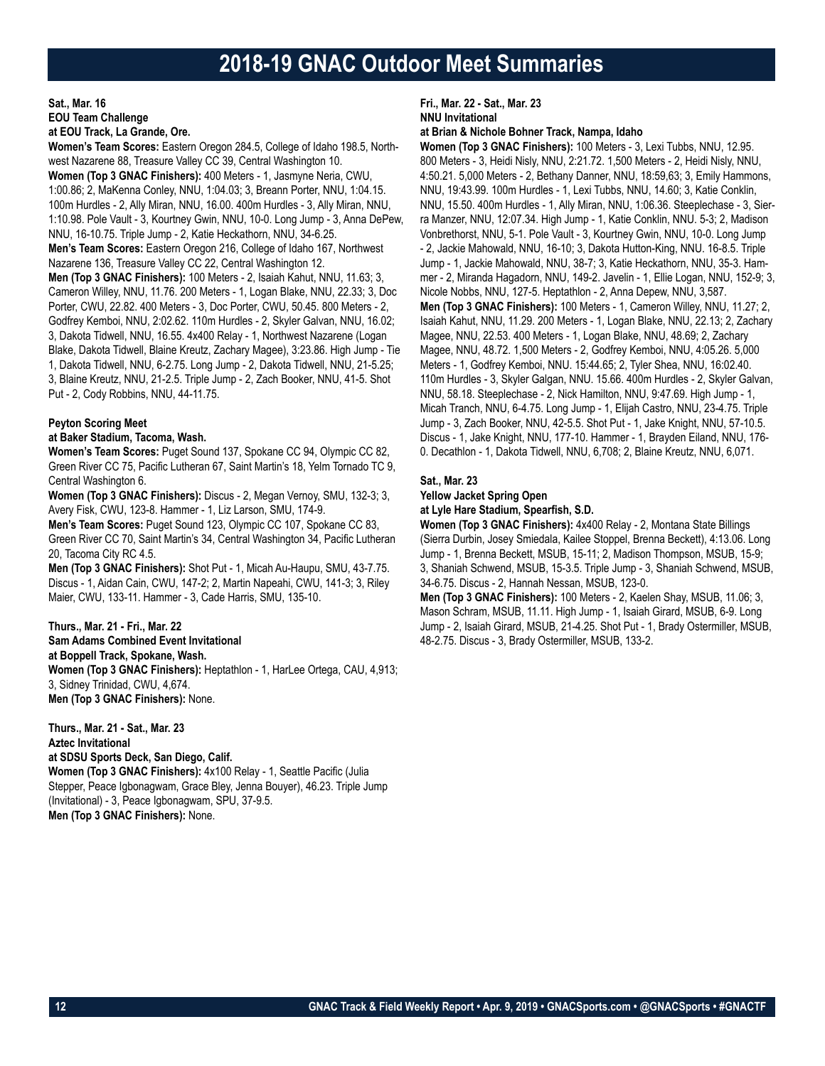# 2018-19 GNAC Outdoor Meet Summaries

**Sat., Mar. 16**
**EOU Team Challenge**
**at EOU Track, La Grande, Ore.**

**Women's Team Scores:** Eastern Oregon 284.5, College of Idaho 198.5, Northwest Nazarene 88, Treasure Valley CC 39, Central Washington 10.

**Women (Top 3 GNAC Finishers):** 400 Meters - 1, Jasmyne Neria, CWU, 1:00.86; 2, MaKenna Conley, NNU, 1:04.03; 3, Breann Porter, NNU, 1:04.15. 100m Hurdles - 2, Ally Miran, NNU, 16.00. 400m Hurdles - 3, Ally Miran, NNU, 1:10.98. Pole Vault - 3, Kourtney Gwin, NNU, 10-0. Long Jump - 3, Anna DePew, NNU, 16-10.75. Triple Jump - 2, Katie Heckathorn, NNU, 34-6.25.

**Men's Team Scores:** Eastern Oregon 216, College of Idaho 167, Northwest Nazarene 136, Treasure Valley CC 22, Central Washington 12.

**Men (Top 3 GNAC Finishers):** 100 Meters - 2, Isaiah Kahut, NNU, 11.63; 3, Cameron Willey, NNU, 11.76. 200 Meters - 1, Logan Blake, NNU, 22.33; 3, Doc Porter, CWU, 22.82. 400 Meters - 3, Doc Porter, CWU, 50.45. 800 Meters - 2, Godfrey Kemboi, NNU, 2:02.62. 110m Hurdles - 2, Skyler Galvan, NNU, 16.02; 3, Dakota Tidwell, NNU, 16.55. 4x400 Relay - 1, Northwest Nazarene (Logan Blake, Dakota Tidwell, Blaine Kreutz, Zachary Magee), 3:23.86. High Jump - Tie 1, Dakota Tidwell, NNU, 6-2.75. Long Jump - 2, Dakota Tidwell, NNU, 21-5.25; 3, Blaine Kreutz, NNU, 21-2.5. Triple Jump - 2, Zach Booker, NNU, 41-5. Shot Put - 2, Cody Robbins, NNU, 44-11.75.

**Peyton Scoring Meet**
**at Baker Stadium, Tacoma, Wash.**

**Women's Team Scores:** Puget Sound 137, Spokane CC 94, Olympic CC 82, Green River CC 75, Pacific Lutheran 67, Saint Martin's 18, Yelm Tornado TC 9, Central Washington 6.

**Women (Top 3 GNAC Finishers):** Discus - 2, Megan Vernoy, SMU, 132-3; 3, Avery Fisk, CWU, 123-8. Hammer - 1, Liz Larson, SMU, 174-9.

**Men's Team Scores:** Puget Sound 123, Olympic CC 107, Spokane CC 83, Green River CC 70, Saint Martin's 34, Central Washington 34, Pacific Lutheran 20, Tacoma City RC 4.5.

**Men (Top 3 GNAC Finishers):** Shot Put - 1, Micah Au-Haupu, SMU, 43-7.75. Discus - 1, Aidan Cain, CWU, 147-2; 2, Martin Napeahi, CWU, 141-3; 3, Riley Maier, CWU, 133-11. Hammer - 3, Cade Harris, SMU, 135-10.

**Thurs., Mar. 21 - Fri., Mar. 22**
**Sam Adams Combined Event Invitational**
**at Boppell Track, Spokane, Wash.**

**Women (Top 3 GNAC Finishers):** Heptathlon - 1, HarLee Ortega, CAU, 4,913; 3, Sidney Trinidad, CWU, 4,674.

**Men (Top 3 GNAC Finishers):** None.

**Thurs., Mar. 21 - Sat., Mar. 23**
**Aztec Invitational**
**at SDSU Sports Deck, San Diego, Calif.**

**Women (Top 3 GNAC Finishers):** 4x100 Relay - 1, Seattle Pacific (Julia Stepper, Peace Igbonagwam, Grace Bley, Jenna Bouyer), 46.23. Triple Jump (Invitational) - 3, Peace Igbonagwam, SPU, 37-9.5.

**Men (Top 3 GNAC Finishers):** None.

**Fri., Mar. 22 - Sat., Mar. 23**
**NNU Invitational**
**at Brian & Nichole Bohner Track, Nampa, Idaho**

**Women (Top 3 GNAC Finishers):** 100 Meters - 3, Lexi Tubbs, NNU, 12.95. 800 Meters - 3, Heidi Nisly, NNU, 2:21.72. 1,500 Meters - 2, Heidi Nisly, NNU, 4:50.21. 5,000 Meters - 2, Bethany Danner, NNU, 18:59,63; 3, Emily Hammons, NNU, 19:43.99. 100m Hurdles - 1, Lexi Tubbs, NNU, 14.60; 3, Katie Conklin, NNU, 15.50. 400m Hurdles - 1, Ally Miran, NNU, 1:06.36. Steeplechase - 3, Sierra Manzer, NNU, 12:07.34. High Jump - 1, Katie Conklin, NNU. 5-3; 2, Madison Vonbrethorst, NNU, 5-1. Pole Vault - 3, Kourtney Gwin, NNU, 10-0. Long Jump - 2, Jackie Mahowald, NNU, 16-10; 3, Dakota Hutton-King, NNU. 16-8.5. Triple Jump - 1, Jackie Mahowald, NNU, 38-7; 3, Katie Heckathorn, NNU, 35-3. Hammer - 2, Miranda Hagadorn, NNU, 149-2. Javelin - 1, Ellie Logan, NNU, 152-9; 3, Nicole Nobbs, NNU, 127-5. Heptathlon - 2, Anna Depew, NNU, 3,587.

**Men (Top 3 GNAC Finishers):** 100 Meters - 1, Cameron Willey, NNU, 11.27; 2, Isaiah Kahut, NNU, 11.29. 200 Meters - 1, Logan Blake, NNU, 22.13; 2, Zachary Magee, NNU, 22.53. 400 Meters - 1, Logan Blake, NNU, 48.69; 2, Zachary Magee, NNU, 48.72. 1,500 Meters - 2, Godfrey Kemboi, NNU, 4:05.26. 5,000 Meters - 1, Godfrey Kemboi, NNU. 15:44.65; 2, Tyler Shea, NNU, 16:02.40. 110m Hurdles - 3, Skyler Galgan, NNU. 15.66. 400m Hurdles - 2, Skyler Galvan, NNU, 58.18. Steeplechase - 2, Nick Hamilton, NNU, 9:47.69. High Jump - 1, Micah Tranch, NNU, 6-4.75. Long Jump - 1, Elijah Castro, NNU, 23-4.75. Triple Jump - 3, Zach Booker, NNU, 42-5.5. Shot Put - 1, Jake Knight, NNU, 57-10.5. Discus - 1, Jake Knight, NNU, 177-10. Hammer - 1, Brayden Eiland, NNU, 176-0. Decathlon - 1, Dakota Tidwell, NNU, 6,708; 2, Blaine Kreutz, NNU, 6,071.

**Sat., Mar. 23**
**Yellow Jacket Spring Open**
**at Lyle Hare Stadium, Spearfish, S.D.**

**Women (Top 3 GNAC Finishers):** 4x400 Relay - 2, Montana State Billings (Sierra Durbin, Josey Smiedala, Kailee Stoppel, Brenna Beckett), 4:13.06. Long Jump - 1, Brenna Beckett, MSUB, 15-11; 2, Madison Thompson, MSUB, 15-9; 3, Shaniah Schwend, MSUB, 15-3.5. Triple Jump - 3, Shaniah Schwend, MSUB, 34-6.75. Discus - 2, Hannah Nessan, MSUB, 123-0.

**Men (Top 3 GNAC Finishers):** 100 Meters - 2, Kaelen Shay, MSUB, 11.06; 3, Mason Schram, MSUB, 11.11. High Jump - 1, Isaiah Girard, MSUB, 6-9. Long Jump - 2, Isaiah Girard, MSUB, 21-4.25. Shot Put - 1, Brady Ostermiller, MSUB, 48-2.75. Discus - 3, Brady Ostermiller, MSUB, 133-2.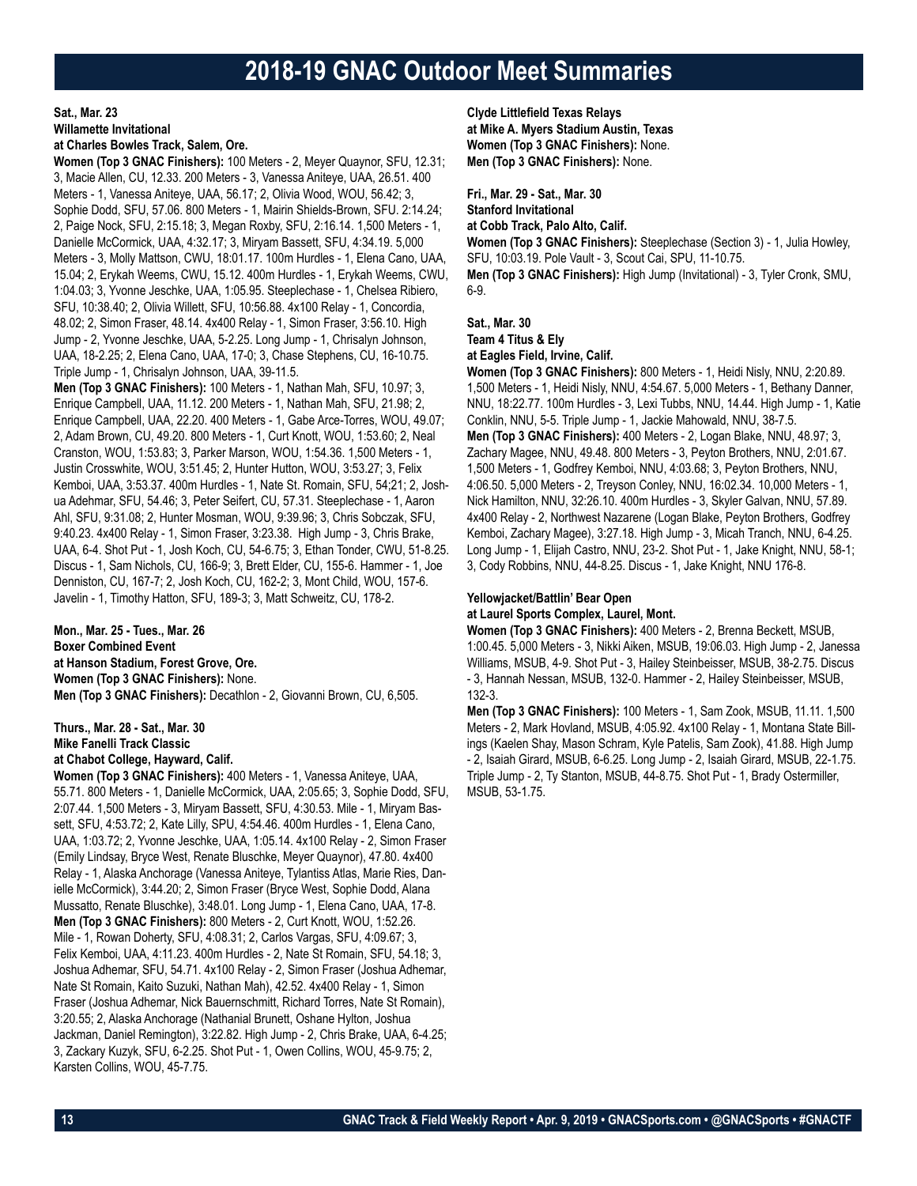# 2018-19 GNAC Outdoor Meet Summaries

**Sat., Mar. 23**
**Willamette Invitational**
**at Charles Bowles Track, Salem, Ore.**

**Women (Top 3 GNAC Finishers):** 100 Meters - 2, Meyer Quaynor, SFU, 12.31; 3, Macie Allen, CU, 12.33. 200 Meters - 3, Vanessa Aniteye, UAA, 26.51. 400 Meters - 1, Vanessa Aniteye, UAA, 56.17; 2, Olivia Wood, WOU, 56.42; 3, Sophie Dodd, SFU, 57.06. 800 Meters - 1, Mairin Shields-Brown, SFU. 2:14.24; 2, Paige Nock, SFU, 2:15.18; 3, Megan Roxby, SFU, 2:16.14. 1,500 Meters - 1, Danielle McCormick, UAA, 4:32.17; 3, Miryam Bassett, SFU, 4:34.19. 5,000 Meters - 3, Molly Mattson, CWU, 18:01.17. 100m Hurdles - 1, Elena Cano, UAA, 15.04; 2, Erykah Weems, CWU, 15.12. 400m Hurdles - 1, Erykah Weems, CWU, 1:04.03; 3, Yvonne Jeschke, UAA, 1:05.95. Steeplechase - 1, Chelsea Ribiero, SFU, 10:38.40; 2, Olivia Willett, SFU, 10:56.88. 4x100 Relay - 1, Concordia, 48.02; 2, Simon Fraser, 48.14. 4x400 Relay - 1, Simon Fraser, 3:56.10. High Jump - 2, Yvonne Jeschke, UAA, 5-2.25. Long Jump - 1, Chrisalyn Johnson, UAA, 18-2.25; 2, Elena Cano, UAA, 17-0; 3, Chase Stephens, CU, 16-10.75. Triple Jump - 1, Chrisalyn Johnson, UAA, 39-11.5.

**Men (Top 3 GNAC Finishers):** 100 Meters - 1, Nathan Mah, SFU, 10.97; 3, Enrique Campbell, UAA, 11.12. 200 Meters - 1, Nathan Mah, SFU, 21.98; 2, Enrique Campbell, UAA, 22.20. 400 Meters - 1, Gabe Arce-Torres, WOU, 49.07; 2, Adam Brown, CU, 49.20. 800 Meters - 1, Curt Knott, WOU, 1:53.60; 2, Neal Cranston, WOU, 1:53.83; 3, Parker Marson, WOU, 1:54.36. 1,500 Meters - 1, Justin Crosswhite, WOU, 3:51.45; 2, Hunter Hutton, WOU, 3:53.27; 3, Felix Kemboi, UAA, 3:53.37. 400m Hurdles - 1, Nate St. Romain, SFU, 54;21; 2, Joshua Adehmar, SFU, 54.46; 3, Peter Seifert, CU, 57.31. Steeplechase - 1, Aaron Ahl, SFU, 9:31.08; 2, Hunter Mosman, WOU, 9:39.96; 3, Chris Sobczak, SFU, 9:40.23. 4x400 Relay - 1, Simon Fraser, 3:23.38. High Jump - 3, Chris Brake, UAA, 6-4. Shot Put - 1, Josh Koch, CU, 54-6.75; 3, Ethan Tonder, CWU, 51-8.25. Discus - 1, Sam Nichols, CU, 166-9; 3, Brett Elder, CU, 155-6. Hammer - 1, Joe Denniston, CU, 167-7; 2, Josh Koch, CU, 162-2; 3, Mont Child, WOU, 157-6. Javelin - 1, Timothy Hatton, SFU, 189-3; 3, Matt Schweitz, CU, 178-2.

**Mon., Mar. 25 - Tues., Mar. 26**
**Boxer Combined Event**
**at Hanson Stadium, Forest Grove, Ore.**

**Women (Top 3 GNAC Finishers):** None.

**Men (Top 3 GNAC Finishers):** Decathlon - 2, Giovanni Brown, CU, 6,505.

**Thurs., Mar. 28 - Sat., Mar. 30**
**Mike Fanelli Track Classic**
**at Chabot College, Hayward, Calif.**

**Women (Top 3 GNAC Finishers):** 400 Meters - 1, Vanessa Aniteye, UAA, 55.71. 800 Meters - 1, Danielle McCormick, UAA, 2:05.65; 3, Sophie Dodd, SFU, 2:07.44. 1,500 Meters - 3, Miryam Bassett, SFU, 4:30.53. Mile - 1, Miryam Bassett, SFU, 4:53.72; 2, Kate Lilly, SPU, 4:54.46. 400m Hurdles - 1, Elena Cano, UAA, 1:03.72; 2, Yvonne Jeschke, UAA, 1:05.14. 4x100 Relay - 2, Simon Fraser (Emily Lindsay, Bryce West, Renate Bluschke, Meyer Quaynor), 47.80. 4x400 Relay - 1, Alaska Anchorage (Vanessa Aniteye, Tylantiss Atlas, Marie Ries, Danielle McCormick), 3:44.20; 2, Simon Fraser (Bryce West, Sophie Dodd, Alana Mussatto, Renate Bluschke), 3:48.01. Long Jump - 1, Elena Cano, UAA, 17-8.

**Men (Top 3 GNAC Finishers):** 800 Meters - 2, Curt Knott, WOU, 1:52.26. Mile - 1, Rowan Doherty, SFU, 4:08.31; 2, Carlos Vargas, SFU, 4:09.67; 3, Felix Kemboi, UAA, 4:11.23. 400m Hurdles - 2, Nate St Romain, SFU, 54.18; 3, Joshua Adhemar, SFU, 54.71. 4x100 Relay - 2, Simon Fraser (Joshua Adhemar, Nate St Romain, Kaito Suzuki, Nathan Mah), 42.52. 4x400 Relay - 1, Simon Fraser (Joshua Adhemar, Nick Bauernschmitt, Richard Torres, Nate St Romain), 3:20.55; 2, Alaska Anchorage (Nathanial Brunett, Oshane Hylton, Joshua Jackman, Daniel Remington), 3:22.82. High Jump - 2, Chris Brake, UAA, 6-4.25; 3, Zackary Kuzyk, SFU, 6-2.25. Shot Put - 1, Owen Collins, WOU, 45-9.75; 2, Karsten Collins, WOU, 45-7.75.

**Clyde Littlefield Texas Relays**
**at Mike A. Myers Stadium Austin, Texas**

**Women (Top 3 GNAC Finishers):** None.

**Men (Top 3 GNAC Finishers):** None.

**Fri., Mar. 29 - Sat., Mar. 30**
**Stanford Invitational**
**at Cobb Track, Palo Alto, Calif.**

**Women (Top 3 GNAC Finishers):** Steeplechase (Section 3) - 1, Julia Howley, SFU, 10:03.19. Pole Vault - 3, Scout Cai, SPU, 11-10.75.

**Men (Top 3 GNAC Finishers):** High Jump (Invitational) - 3, Tyler Cronk, SMU, 6-9.

**Sat., Mar. 30**
**Team 4 Titus & Ely**
**at Eagles Field, Irvine, Calif.**

**Women (Top 3 GNAC Finishers):** 800 Meters - 1, Heidi Nisly, NNU, 2:20.89. 1,500 Meters - 1, Heidi Nisly, NNU, 4:54.67. 5,000 Meters - 1, Bethany Danner, NNU, 18:22.77. 100m Hurdles - 3, Lexi Tubbs, NNU, 14.44. High Jump - 1, Katie Conklin, NNU, 5-5. Triple Jump - 1, Jackie Mahowald, NNU, 38-7.5.

**Men (Top 3 GNAC Finishers):** 400 Meters - 2, Logan Blake, NNU, 48.97; 3, Zachary Magee, NNU, 49.48. 800 Meters - 3, Peyton Brothers, NNU, 2:01.67. 1,500 Meters - 1, Godfrey Kemboi, NNU, 4:03.68; 3, Peyton Brothers, NNU, 4:06.50. 5,000 Meters - 2, Treyson Conley, NNU, 16:02.34. 10,000 Meters - 1, Nick Hamilton, NNU, 32:26.10. 400m Hurdles - 3, Skyler Galvan, NNU, 57.89. 4x400 Relay - 2, Northwest Nazarene (Logan Blake, Peyton Brothers, Godfrey Kemboi, Zachary Magee), 3:27.18. High Jump - 3, Micah Tranch, NNU, 6-4.25. Long Jump - 1, Elijah Castro, NNU, 23-2. Shot Put - 1, Jake Knight, NNU, 58-1; 3, Cody Robbins, NNU, 44-8.25. Discus - 1, Jake Knight, NNU 176-8.

**Yellowjacket/Battlin' Bear Open**
**at Laurel Sports Complex, Laurel, Mont.**

**Women (Top 3 GNAC Finishers):** 400 Meters - 2, Brenna Beckett, MSUB, 1:00.45. 5,000 Meters - 3, Nikki Aiken, MSUB, 19:06.03. High Jump - 2, Janessa Williams, MSUB, 4-9. Shot Put - 3, Hailey Steinbeisser, MSUB, 38-2.75. Discus - 3, Hannah Nessan, MSUB, 132-0. Hammer - 2, Hailey Steinbeisser, MSUB, 132-3.

**Men (Top 3 GNAC Finishers):** 100 Meters - 1, Sam Zook, MSUB, 11.11. 1,500 Meters - 2, Mark Hovland, MSUB, 4:05.92. 4x100 Relay - 1, Montana State Billings (Kaelen Shay, Mason Schram, Kyle Patelis, Sam Zook), 41.88. High Jump - 2, Isaiah Girard, MSUB, 6-6.25. Long Jump - 2, Isaiah Girard, MSUB, 22-1.75. Triple Jump - 2, Ty Stanton, MSUB, 44-8.75. Shot Put - 1, Brady Ostermiller, MSUB, 53-1.75.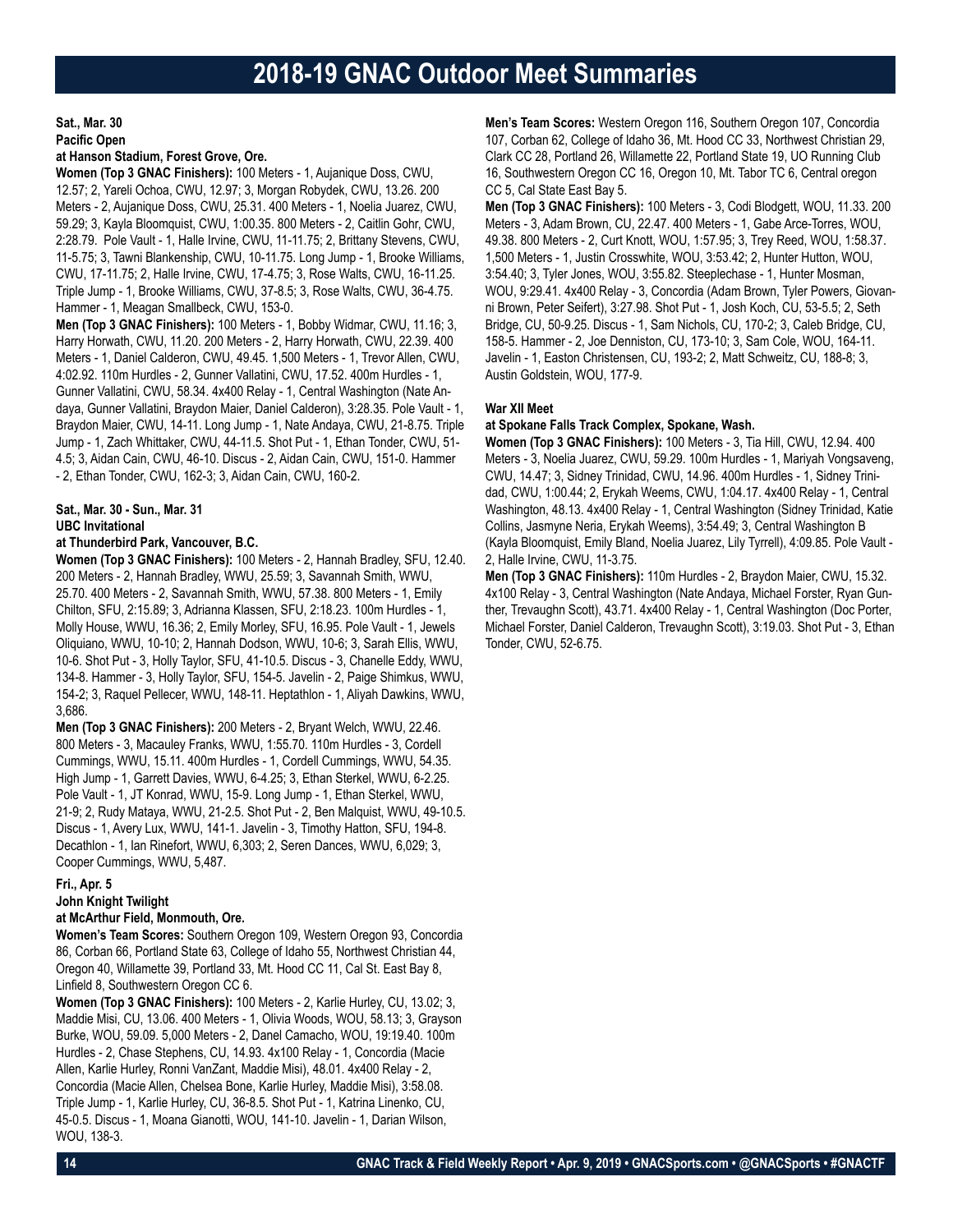# 2018-19 GNAC Outdoor Meet Summaries

**Sat., Mar. 30**
**Pacific Open**
**at Hanson Stadium, Forest Grove, Ore.**

**Women (Top 3 GNAC Finishers):** 100 Meters - 1, Aujanique Doss, CWU, 12.57; 2, Yareli Ochoa, CWU, 12.97; 3, Morgan Robydek, CWU, 13.26. 200 Meters - 2, Aujanique Doss, CWU, 25.31. 400 Meters - 1, Noelia Juarez, CWU, 59.29; 3, Kayla Bloomquist, CWU, 1:00.35. 800 Meters - 2, Caitlin Gohr, CWU, 2:28.79. Pole Vault - 1, Halle Irvine, CWU, 11-11.75; 2, Brittany Stevens, CWU, 11-5.75; 3, Tawni Blankenship, CWU, 10-11.75. Long Jump - 1, Brooke Williams, CWU, 17-11.75; 2, Halle Irvine, CWU, 17-4.75; 3, Rose Walts, CWU, 16-11.25. Triple Jump - 1, Brooke Williams, CWU, 37-8.5; 3, Rose Walts, CWU, 36-4.75. Hammer - 1, Meagan Smallbeck, CWU, 153-0.

**Men (Top 3 GNAC Finishers):** 100 Meters - 1, Bobby Widmar, CWU, 11.16; 3, Harry Horwath, CWU, 11.20. 200 Meters - 2, Harry Horwath, CWU, 22.39. 400 Meters - 1, Daniel Calderon, CWU, 49.45. 1,500 Meters - 1, Trevor Allen, CWU, 4:02.92. 110m Hurdles - 2, Gunner Vallatini, CWU, 17.52. 400m Hurdles - 1, Gunner Vallatini, CWU, 58.34. 4x400 Relay - 1, Central Washington (Nate Andaya, Gunner Vallatini, Braydon Maier, Daniel Calderon), 3:28.35. Pole Vault - 1, Braydon Maier, CWU, 14-11. Long Jump - 1, Nate Andaya, CWU, 21-8.75. Triple Jump - 1, Zach Whittaker, CWU, 44-11.5. Shot Put - 1, Ethan Tonder, CWU, 51-4.5; 3, Aidan Cain, CWU, 46-10. Discus - 2, Aidan Cain, CWU, 151-0. Hammer - 2, Ethan Tonder, CWU, 162-3; 3, Aidan Cain, CWU, 160-2.

**Sat., Mar. 30 - Sun., Mar. 31**
**UBC Invitational**
**at Thunderbird Park, Vancouver, B.C.**

**Women (Top 3 GNAC Finishers):** 100 Meters - 2, Hannah Bradley, SFU, 12.40. 200 Meters - 2, Hannah Bradley, WWU, 25.59; 3, Savannah Smith, WWU, 25.70. 400 Meters - 2, Savannah Smith, WWU, 57.38. 800 Meters - 1, Emily Chilton, SFU, 2:15.89; 3, Adrianna Klassen, SFU, 2:18.23. 100m Hurdles - 1, Molly House, WWU, 16.36; 2, Emily Morley, SFU, 16.95. Pole Vault - 1, Jewels Oliquiano, WWU, 10-10; 2, Hannah Dodson, WWU, 10-6; 3, Sarah Ellis, WWU, 10-6. Shot Put - 3, Holly Taylor, SFU, 41-10.5. Discus - 3, Chanelle Eddy, WWU, 134-8. Hammer - 3, Holly Taylor, SFU, 154-5. Javelin - 2, Paige Shimkus, WWU, 154-2; 3, Raquel Pellecer, WWU, 148-11. Heptathlon - 1, Aliyah Dawkins, WWU, 3,686.

**Men (Top 3 GNAC Finishers):** 200 Meters - 2, Bryant Welch, WWU, 22.46. 800 Meters - 3, Macauley Franks, WWU, 1:55.70. 110m Hurdles - 3, Cordell Cummings, WWU, 15.11. 400m Hurdles - 1, Cordell Cummings, WWU, 54.35. High Jump - 1, Garrett Davies, WWU, 6-4.25; 3, Ethan Sterkel, WWU, 6-2.25. Pole Vault - 1, JT Konrad, WWU, 15-9. Long Jump - 1, Ethan Sterkel, WWU, 21-9; 2, Rudy Mataya, WWU, 21-2.5. Shot Put - 2, Ben Malquist, WWU, 49-10.5. Discus - 1, Avery Lux, WWU, 141-1. Javelin - 3, Timothy Hatton, SFU, 194-8. Decathlon - 1, Ian Rinefort, WWU, 6,303; 2, Seren Dances, WWU, 6,029; 3, Cooper Cummings, WWU, 5,487.

**Fri., Apr. 5**
**John Knight Twilight**
**at McArthur Field, Monmouth, Ore.**

**Women's Team Scores:** Southern Oregon 109, Western Oregon 93, Concordia 86, Corban 66, Portland State 63, College of Idaho 55, Northwest Christian 44, Oregon 40, Willamette 39, Portland 33, Mt. Hood CC 11, Cal St. East Bay 8, Linfield 8, Southwestern Oregon CC 6.

**Women (Top 3 GNAC Finishers):** 100 Meters - 2, Karlie Hurley, CU, 13.02; 3, Maddie Misi, CU, 13.06. 400 Meters - 1, Olivia Woods, WOU, 58.13; 3, Grayson Burke, WOU, 59.09. 5,000 Meters - 2, Danel Camacho, WOU, 19:19.40. 100m Hurdles - 2, Chase Stephens, CU, 14.93. 4x100 Relay - 1, Concordia (Macie Allen, Karlie Hurley, Ronni VanZant, Maddie Misi), 48.01. 4x400 Relay - 2, Concordia (Macie Allen, Chelsea Bone, Karlie Hurley, Maddie Misi), 3:58.08. Triple Jump - 1, Karlie Hurley, CU, 36-8.5. Shot Put - 1, Katrina Linenko, CU, 45-0.5. Discus - 1, Moana Gianotti, WOU, 141-10. Javelin - 1, Darian Wilson, WOU, 138-3.

**Men's Team Scores:** Western Oregon 116, Southern Oregon 107, Concordia 107, Corban 62, College of Idaho 36, Mt. Hood CC 33, Northwest Christian 29, Clark CC 28, Portland 26, Willamette 22, Portland State 19, UO Running Club 16, Southwestern Oregon CC 16, Oregon 10, Mt. Tabor TC 6, Central oregon CC 5, Cal State East Bay 5.

**Men (Top 3 GNAC Finishers):** 100 Meters - 3, Codi Blodgett, WOU, 11.33. 200 Meters - 3, Adam Brown, CU, 22.47. 400 Meters - 1, Gabe Arce-Torres, WOU, 49.38. 800 Meters - 2, Curt Knott, WOU, 1:57.95; 3, Trey Reed, WOU, 1:58.37. 1,500 Meters - 1, Justin Crosswhite, WOU, 3:53.42; 2, Hunter Hutton, WOU, 3:54.40; 3, Tyler Jones, WOU, 3:55.82. Steeplechase - 1, Hunter Mosman, WOU, 9:29.41. 4x400 Relay - 3, Concordia (Adam Brown, Tyler Powers, Giovanni Brown, Peter Seifert), 3:27.98. Shot Put - 1, Josh Koch, CU, 53-5.5; 2, Seth Bridge, CU, 50-9.25. Discus - 1, Sam Nichols, CU, 170-2; 3, Caleb Bridge, CU, 158-5. Hammer - 2, Joe Denniston, CU, 173-10; 3, Sam Cole, WOU, 164-11. Javelin - 1, Easton Christensen, CU, 193-2; 2, Matt Schweitz, CU, 188-8; 3, Austin Goldstein, WOU, 177-9.

**War XII Meet**
**at Spokane Falls Track Complex, Spokane, Wash.**

**Women (Top 3 GNAC Finishers):** 100 Meters - 3, Tia Hill, CWU, 12.94. 400 Meters - 3, Noelia Juarez, CWU, 59.29. 100m Hurdles - 1, Mariyah Vongsaveng, CWU, 14.47; 3, Sidney Trinidad, CWU, 14.96. 400m Hurdles - 1, Sidney Trinidad, CWU, 1:00.44; 2, Erykah Weems, CWU, 1:04.17. 4x400 Relay - 1, Central Washington, 48.13. 4x400 Relay - 1, Central Washington (Sidney Trinidad, Katie Collins, Jasmyne Neria, Erykah Weems), 3:54.49; 3, Central Washington B (Kayla Bloomquist, Emily Bland, Noelia Juarez, Lily Tyrrell), 4:09.85. Pole Vault - 2, Halle Irvine, CWU, 11-3.75.

**Men (Top 3 GNAC Finishers):** 110m Hurdles - 2, Braydon Maier, CWU, 15.32. 4x100 Relay - 3, Central Washington (Nate Andaya, Michael Forster, Ryan Gunther, Trevaughn Scott), 43.71. 4x400 Relay - 1, Central Washington (Doc Porter, Michael Forster, Daniel Calderon, Trevaughn Scott), 3:19.03. Shot Put - 3, Ethan Tonder, CWU, 52-6.75.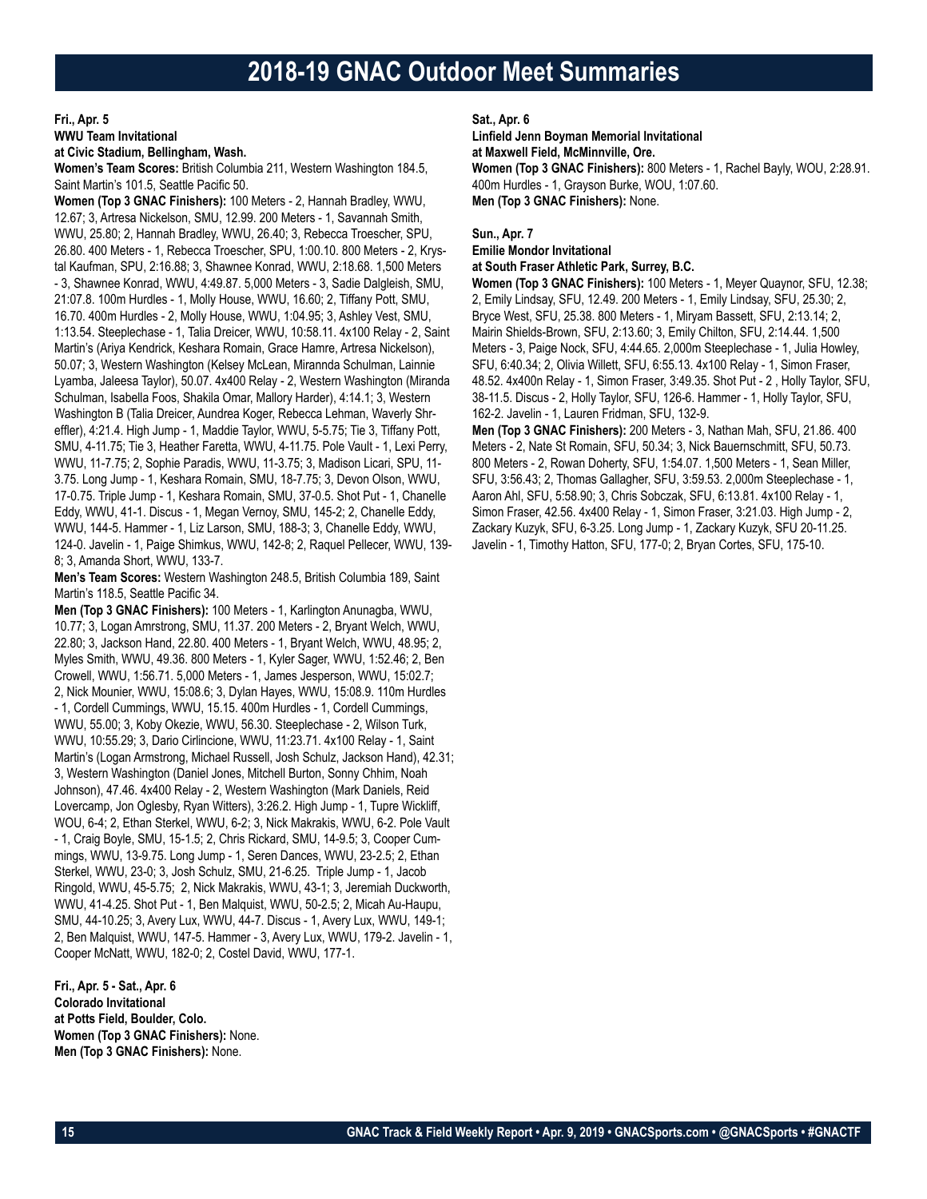# 2018-19 GNAC Outdoor Meet Summaries

**Fri., Apr. 5**
**WWU Team Invitational**
**at Civic Stadium, Bellingham, Wash.**

**Women's Team Scores:** British Columbia 211, Western Washington 184.5, Saint Martin's 101.5, Seattle Pacific 50.

**Women (Top 3 GNAC Finishers):** 100 Meters - 2, Hannah Bradley, WWU, 12.67; 3, Artresa Nickelson, SMU, 12.99. 200 Meters - 1, Savannah Smith, WWU, 25.80; 2, Hannah Bradley, WWU, 26.40; 3, Rebecca Troescher, SPU, 26.80. 400 Meters - 1, Rebecca Troescher, SPU, 1:00.10. 800 Meters - 2, Krystal Kaufman, SPU, 2:16.88; 3, Shawnee Konrad, WWU, 2:18.68. 1,500 Meters - 3, Shawnee Konrad, WWU, 4:49.87. 5,000 Meters - 3, Sadie Dalgleish, SMU, 21:07.8. 100m Hurdles - 1, Molly House, WWU, 16.60; 2, Tiffany Pott, SMU, 16.70. 400m Hurdles - 2, Molly House, WWU, 1:04.95; 3, Ashley Vest, SMU, 1:13.54. Steeplechase - 1, Talia Dreicer, WWU, 10:58.11. 4x100 Relay - 2, Saint Martin's (Ariya Kendrick, Keshara Romain, Grace Hamre, Artresa Nickelson), 50.07; 3, Western Washington (Kelsey McLean, Mirannda Schulman, Lainnie Lyamba, Jaleesa Taylor), 50.07. 4x400 Relay - 2, Western Washington (Miranda Schulman, Isabella Foos, Shakila Omar, Mallory Harder), 4:14.1; 3, Western Washington B (Talia Dreicer, Aundrea Koger, Rebecca Lehman, Waverly Shreffler), 4:21.4. High Jump - 1, Maddie Taylor, WWU, 5-5.75; Tie 3, Tiffany Pott, SMU, 4-11.75; Tie 3, Heather Faretta, WWU, 4-11.75. Pole Vault - 1, Lexi Perry, WWU, 11-7.75; 2, Sophie Paradis, WWU, 11-3.75; 3, Madison Licari, SPU, 11-3.75. Long Jump - 1, Keshara Romain, SMU, 18-7.75; 3, Devon Olson, WWU, 17-0.75. Triple Jump - 1, Keshara Romain, SMU, 37-0.5. Shot Put - 1, Chanelle Eddy, WWU, 41-1. Discus - 1, Megan Vernoy, SMU, 145-2; 2, Chanelle Eddy, WWU, 144-5. Hammer - 1, Liz Larson, SMU, 188-3; 3, Chanelle Eddy, WWU, 124-0. Javelin - 1, Paige Shimkus, WWU, 142-8; 2, Raquel Pellecer, WWU, 139-8; 3, Amanda Short, WWU, 133-7.

**Men's Team Scores:** Western Washington 248.5, British Columbia 189, Saint Martin's 118.5, Seattle Pacific 34.

**Men (Top 3 GNAC Finishers):** 100 Meters - 1, Karlington Anunagba, WWU, 10.77; 3, Logan Amrstrong, SMU, 11.37. 200 Meters - 2, Bryant Welch, WWU, 22.80; 3, Jackson Hand, 22.80. 400 Meters - 1, Bryant Welch, WWU, 48.95; 2, Myles Smith, WWU, 49.36. 800 Meters - 1, Kyler Sager, WWU, 1:52.46; 2, Ben Crowell, WWU, 1:56.71. 5,000 Meters - 1, James Jesperson, WWU, 15:02.7; 2, Nick Mounier, WWU, 15:08.6; 3, Dylan Hayes, WWU, 15:08.9. 110m Hurdles - 1, Cordell Cummings, WWU, 15.15. 400m Hurdles - 1, Cordell Cummings, WWU, 55.00; 3, Koby Okezie, WWU, 56.30. Steeplechase - 2, Wilson Turk, WWU, 10:55.29; 3, Dario Cirlincione, WWU, 11:23.71. 4x100 Relay - 1, Saint Martin's (Logan Armstrong, Michael Russell, Josh Schulz, Jackson Hand), 42.31; 3, Western Washington (Daniel Jones, Mitchell Burton, Sonny Chhim, Noah Johnson), 47.46. 4x400 Relay - 2, Western Washington (Mark Daniels, Reid Lovercamp, Jon Oglesby, Ryan Witters), 3:26.2. High Jump - 1, Tupre Wickliff, WOU, 6-4; 2, Ethan Sterkel, WWU, 6-2; 3, Nick Makrakis, WWU, 6-2. Pole Vault - 1, Craig Boyle, SMU, 15-1.5; 2, Chris Rickard, SMU, 14-9.5; 3, Cooper Cummings, WWU, 13-9.75. Long Jump - 1, Seren Dances, WWU, 23-2.5; 2, Ethan Sterkel, WWU, 23-0; 3, Josh Schulz, SMU, 21-6.25. Triple Jump - 1, Jacob Ringold, WWU, 45-5.75; 2, Nick Makrakis, WWU, 43-1; 3, Jeremiah Duckworth, WWU, 41-4.25. Shot Put - 1, Ben Malquist, WWU, 50-2.5; 2, Micah Au-Haupu, SMU, 44-10.25; 3, Avery Lux, WWU, 44-7. Discus - 1, Avery Lux, WWU, 149-1; 2, Ben Malquist, WWU, 147-5. Hammer - 3, Avery Lux, WWU, 179-2. Javelin - 1, Cooper McNatt, WWU, 182-0; 2, Costel David, WWU, 177-1.

**Fri., Apr. 5 - Sat., Apr. 6**
**Colorado Invitational**
**at Potts Field, Boulder, Colo.**

**Women (Top 3 GNAC Finishers):** None.
**Men (Top 3 GNAC Finishers):** None.

**Sat., Apr. 6**
**Linfield Jenn Boyman Memorial Invitational**
**at Maxwell Field, McMinnville, Ore.**

**Women (Top 3 GNAC Finishers):** 800 Meters - 1, Rachel Bayly, WOU, 2:28.91. 400m Hurdles - 1, Grayson Burke, WOU, 1:07.60.
**Men (Top 3 GNAC Finishers):** None.

**Sun., Apr. 7**
**Emilie Mondor Invitational**
**at South Fraser Athletic Park, Surrey, B.C.**

**Women (Top 3 GNAC Finishers):** 100 Meters - 1, Meyer Quaynor, SFU, 12.38; 2, Emily Lindsay, SFU, 12.49. 200 Meters - 1, Emily Lindsay, SFU, 25.30; 2, Bryce West, SFU, 25.38. 800 Meters - 1, Miryam Bassett, SFU, 2:13.14; 2, Mairin Shields-Brown, SFU, 2:13.60; 3, Emily Chilton, SFU, 2:14.44. 1,500 Meters - 3, Paige Nock, SFU, 4:44.65. 2,000m Steeplechase - 1, Julia Howley, SFU, 6:40.34; 2, Olivia Willett, SFU, 6:55.13. 4x100 Relay - 1, Simon Fraser, 48.52. 4x400n Relay - 1, Simon Fraser, 3:49.35. Shot Put - 2 , Holly Taylor, SFU, 38-11.5. Discus - 2, Holly Taylor, SFU, 126-6. Hammer - 1, Holly Taylor, SFU, 162-2. Javelin - 1, Lauren Fridman, SFU, 132-9.

**Men (Top 3 GNAC Finishers):** 200 Meters - 3, Nathan Mah, SFU, 21.86. 400 Meters - 2, Nate St Romain, SFU, 50.34; 3, Nick Bauernschmitt, SFU, 50.73. 800 Meters - 2, Rowan Doherty, SFU, 1:54.07. 1,500 Meters - 1, Sean Miller, SFU, 3:56.43; 2, Thomas Gallagher, SFU, 3:59.53. 2,000m Steeplechase - 1, Aaron Ahl, SFU, 5:58.90; 3, Chris Sobczak, SFU, 6:13.81. 4x100 Relay - 1, Simon Fraser, 42.56. 4x400 Relay - 1, Simon Fraser, 3:21.03. High Jump - 2, Zackary Kuzyk, SFU, 6-3.25. Long Jump - 1, Zackary Kuzyk, SFU 20-11.25. Javelin - 1, Timothy Hatton, SFU, 177-0; 2, Bryan Cortes, SFU, 175-10.